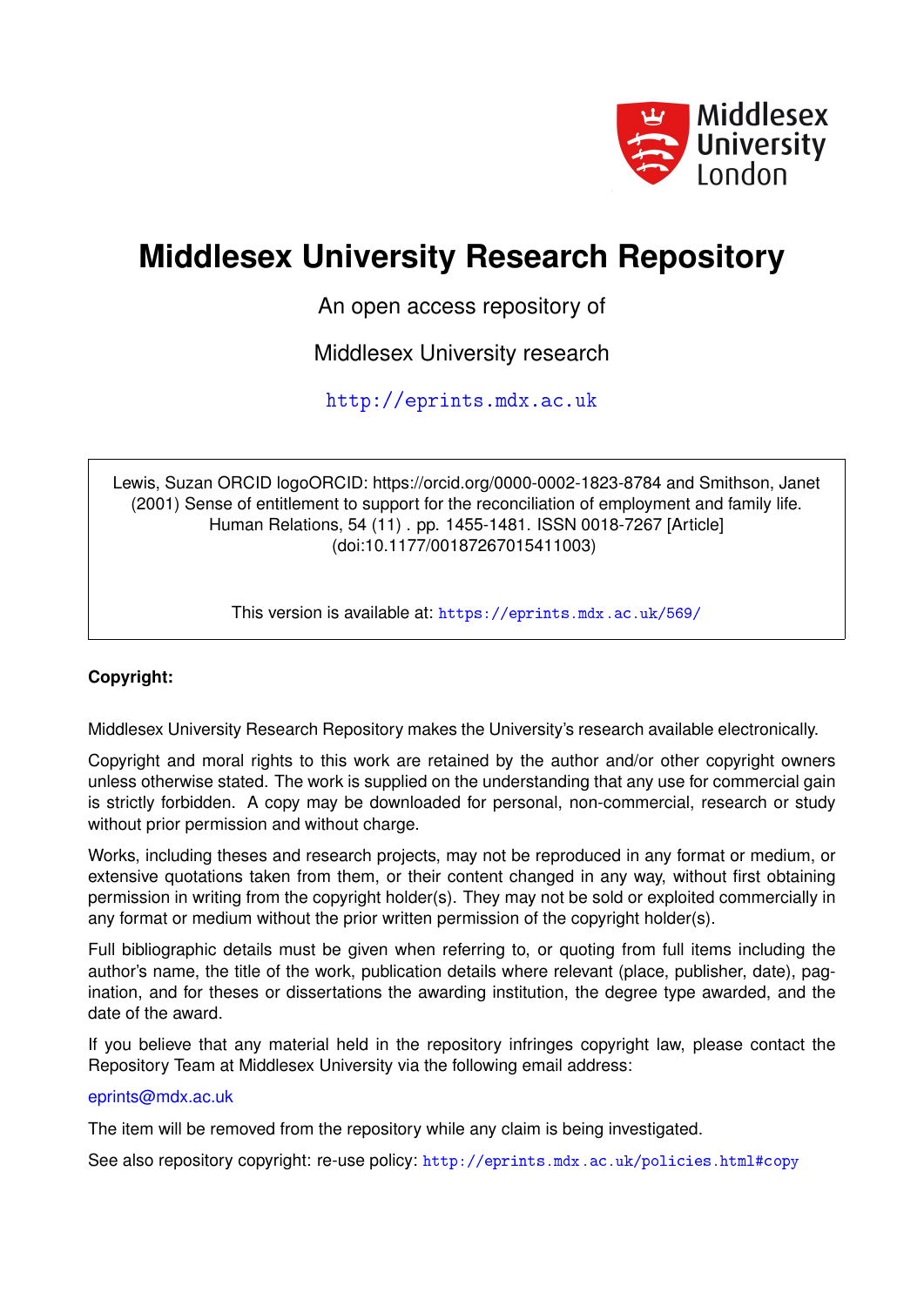# Middlesex University Research Repository

An open access repository of

Middlesex University research

http://eprints.mdx.ac.uk

Lewis, Suzan ORCID logoORCID: https://orcid.org/0000-0002-1823-8784 and Smithson, Janet (2001) Sense of entitlement to support for the reconciliation of employment and family life. Human Relations, 54 (11) . pp. 1455-1481. ISSN 0018-7267 [Article] (doi:10.1177/00187267015411003)

This version is available at: https://eprints.mdx.ac.uk/569/

**Copyright:**

Middlesex University Research Repository makes the University's research available electronically.

Copyright and moral rights to this work are retained by the author and/or other copyright owners unless otherwise stated. The work is supplied on the understanding that any use for commercial gain is strictly forbidden. A copy may be downloaded for personal, non-commercial, research or study without prior permission and without charge.

Works, including theses and research projects, may not be reproduced in any format or medium, or extensive quotations taken from them, or their content changed in any way, without first obtaining permission in writing from the copyright holder(s). They may not be sold or exploited commercially in any format or medium without the prior written permission of the copyright holder(s).

Full bibliographic details must be given when referring to, or quoting from full items including the author's name, the title of the work, publication details where relevant (place, publisher, date), pagination, and for theses or dissertations the awarding institution, the degree type awarded, and the date of the award.

If you believe that any material held in the repository infringes copyright law, please contact the Repository Team at Middlesex University via the following email address:

eprints@mdx.ac.uk

The item will be removed from the repository while any claim is being investigated.

See also repository copyright: re-use policy: http://eprints.mdx.ac.uk/policies.html#copy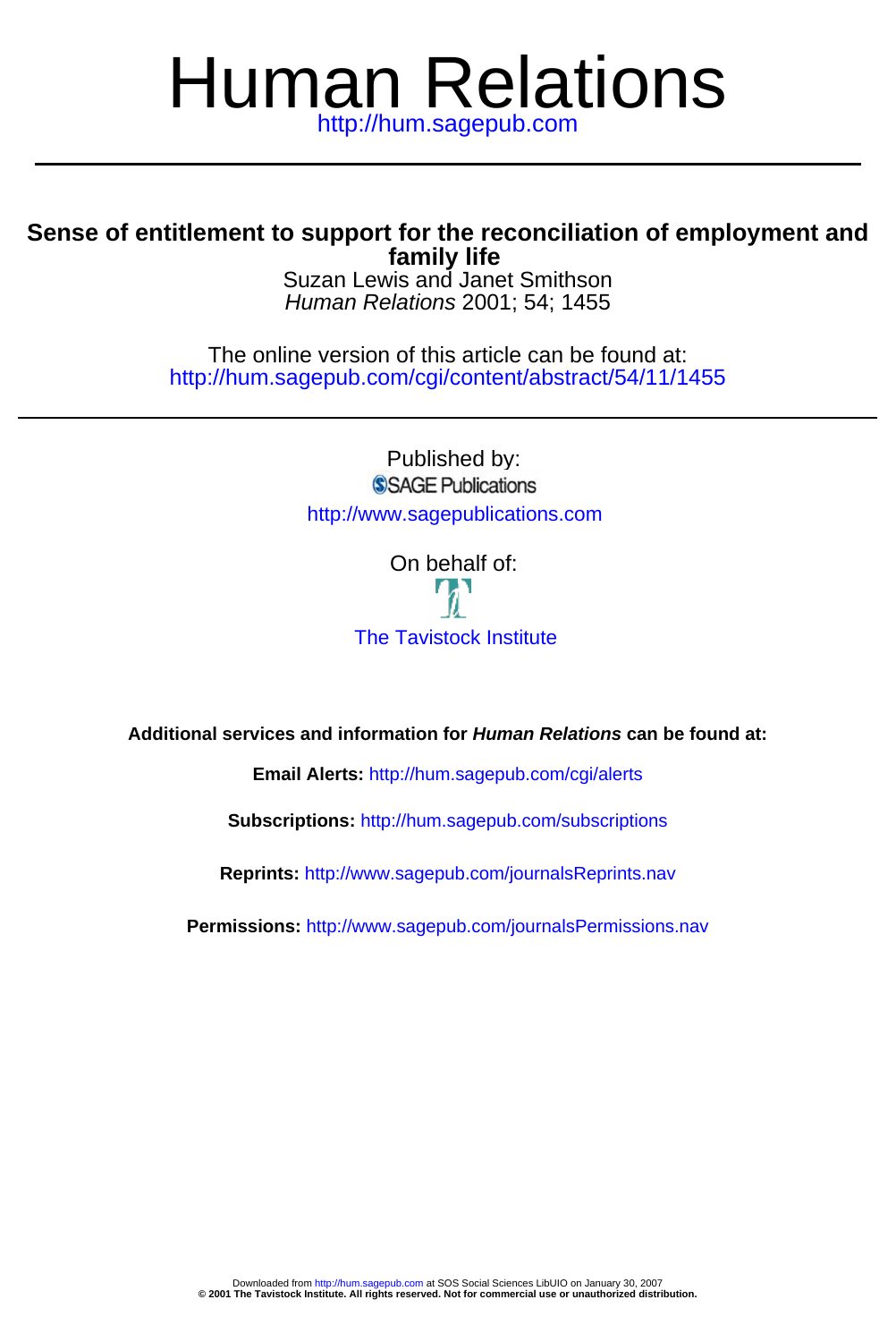# Human Relations

http://hum.sagepub.com

---

## Sense of entitlement to support for the reconciliation of employment and family life

Suzan Lewis and Janet Smithson

*Human Relations* 2001; 54; 1455

The online version of this article can be found at:
http://hum.sagepub.com/cgi/content/abstract/54/11/1455

---

Published by:

SAGE Publications

http://www.sagepublications.com

On behalf of:

The Tavistock Institute

**Additional services and information for *Human Relations* can be found at:**

**Email Alerts:** http://hum.sagepub.com/cgi/alerts

**Subscriptions:** http://hum.sagepub.com/subscriptions

**Reprints:** http://www.sagepub.com/journalsReprints.nav

**Permissions:** http://www.sagepub.com/journalsPermissions.nav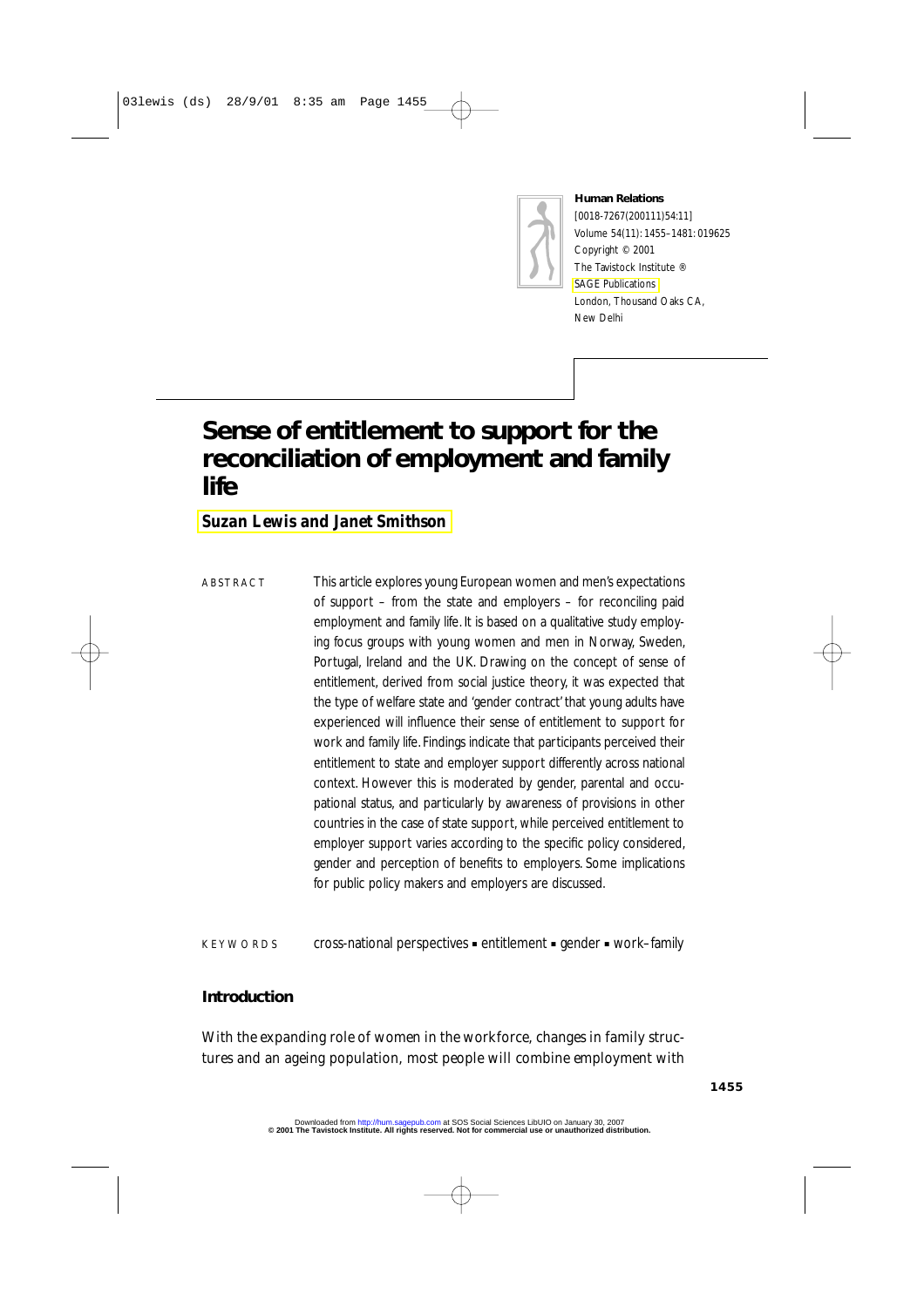# Sense of entitlement to support for the reconciliation of employment and family life

**Suzan Lewis and Janet Smithson**

ABSTRACT This article explores young European women and men's expectations of support – from the state and employers – for reconciling paid employment and family life. It is based on a qualitative study employing focus groups with young women and men in Norway, Sweden, Portugal, Ireland and the UK. Drawing on the concept of sense of entitlement, derived from social justice theory, it was expected that the type of welfare state and 'gender contract' that young adults have experienced will influence their sense of entitlement to support for work and family life. Findings indicate that participants perceived their entitlement to state and employer support differently across national context. However this is moderated by gender, parental and occupational status, and particularly by awareness of provisions in other countries in the case of state support, while perceived entitlement to employer support varies according to the specific policy considered, gender and perception of benefits to employers. Some implications for public policy makers and employers are discussed.

KEYWORDS cross-national perspectives ▪ entitlement ▪ gender ▪ work–family

## Introduction

With the expanding role of women in the workforce, changes in family structures and an ageing population, most people will combine employment with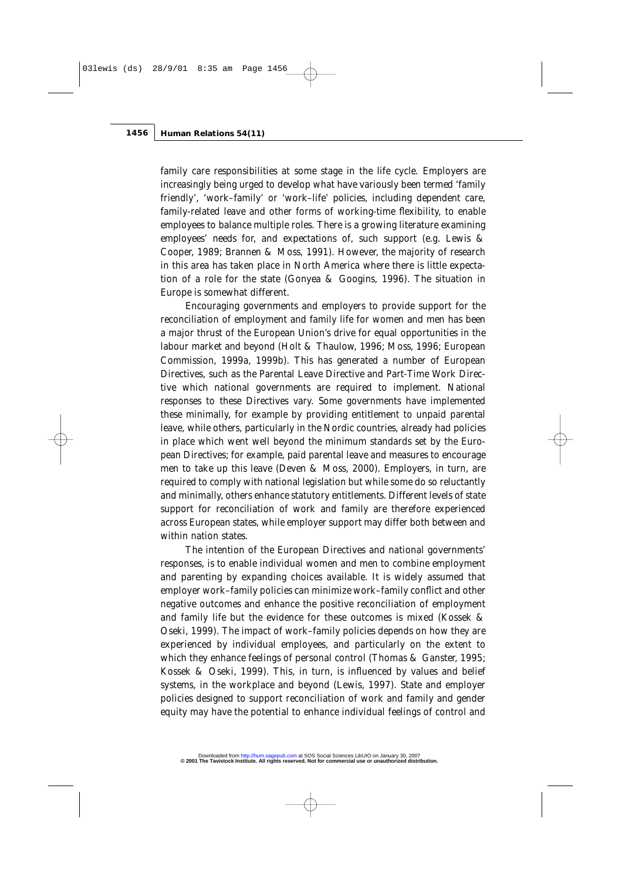family care responsibilities at some stage in the life cycle. Employers are increasingly being urged to develop what have variously been termed 'family friendly', 'work–family' or 'work–life' policies, including dependent care, family-related leave and other forms of working-time flexibility, to enable employees to balance multiple roles. There is a growing literature examining employees' needs for, and expectations of, such support (e.g. Lewis & Cooper, 1989; Brannen & Moss, 1991). However, the majority of research in this area has taken place in North America where there is little expectation of a role for the state (Gonyea & Googins, 1996). The situation in Europe is somewhat different.

Encouraging governments and employers to provide support for the reconciliation of employment and family life for women and men has been a major thrust of the European Union's drive for equal opportunities in the labour market and beyond (Holt & Thaulow, 1996; Moss, 1996; European Commission, 1999a, 1999b). This has generated a number of European Directives, such as the Parental Leave Directive and Part-Time Work Directive which national governments are required to implement. National responses to these Directives vary. Some governments have implemented these minimally, for example by providing entitlement to unpaid parental leave, while others, particularly in the Nordic countries, already had policies in place which went well beyond the minimum standards set by the European Directives; for example, paid parental leave and measures to encourage men to take up this leave (Deven & Moss, 2000). Employers, in turn, are required to comply with national legislation but while some do so reluctantly and minimally, others enhance statutory entitlements. Different levels of state support for reconciliation of work and family are therefore experienced across European states, while employer support may differ both between and within nation states.

The intention of the European Directives and national governments' responses, is to enable individual women and men to combine employment and parenting by expanding choices available. It is widely assumed that employer work–family policies can minimize work–family conflict and other negative outcomes and enhance the positive reconciliation of employment and family life but the evidence for these outcomes is mixed (Kossek & Oseki, 1999). The impact of work–family policies depends on how they are experienced by individual employees, and particularly on the extent to which they enhance feelings of personal control (Thomas & Ganster, 1995; Kossek & Oseki, 1999). This, in turn, is influenced by values and belief systems, in the workplace and beyond (Lewis, 1997). State and employer policies designed to support reconciliation of work and family and gender equity may have the potential to enhance individual feelings of control and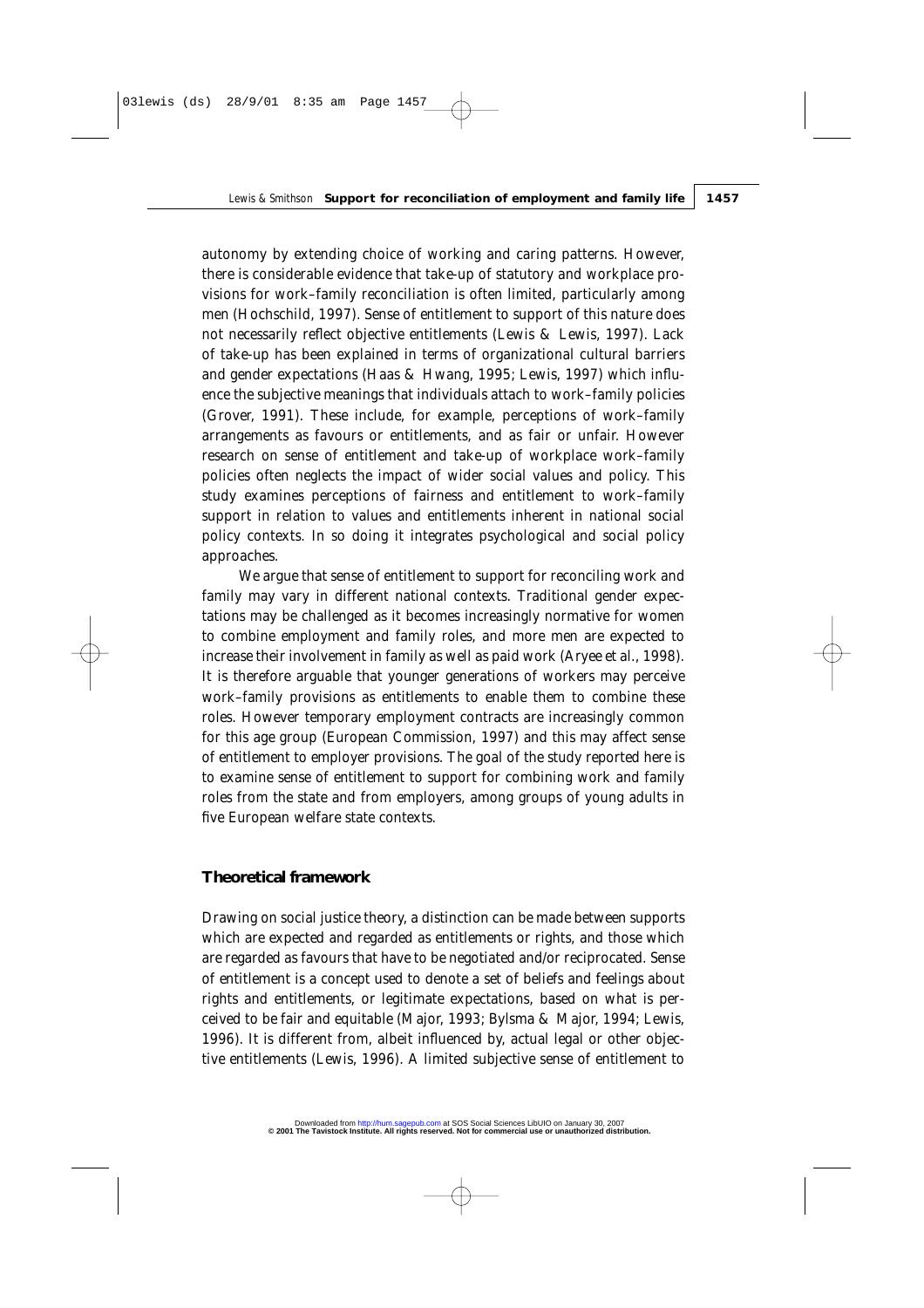autonomy by extending choice of working and caring patterns. However, there is considerable evidence that take-up of statutory and workplace provisions for work–family reconciliation is often limited, particularly among men (Hochschild, 1997). Sense of entitlement to support of this nature does not necessarily reflect objective entitlements (Lewis & Lewis, 1997). Lack of take-up has been explained in terms of organizational cultural barriers and gender expectations (Haas & Hwang, 1995; Lewis, 1997) which influence the subjective meanings that individuals attach to work–family policies (Grover, 1991). These include, for example, perceptions of work–family arrangements as favours or entitlements, and as fair or unfair. However research on sense of entitlement and take-up of workplace work–family policies often neglects the impact of wider social values and policy. This study examines perceptions of fairness and entitlement to work–family support in relation to values and entitlements inherent in national social policy contexts. In so doing it integrates psychological and social policy approaches.

We argue that sense of entitlement to support for reconciling work and family may vary in different national contexts. Traditional gender expectations may be challenged as it becomes increasingly normative for women to combine employment and family roles, and more men are expected to increase their involvement in family as well as paid work (Aryee et al., 1998). It is therefore arguable that younger generations of workers may perceive work–family provisions as entitlements to enable them to combine these roles. However temporary employment contracts are increasingly common for this age group (European Commission, 1997) and this may affect sense of entitlement to employer provisions. The goal of the study reported here is to examine sense of entitlement to support for combining work and family roles from the state and from employers, among groups of young adults in five European welfare state contexts.

## Theoretical framework

Drawing on social justice theory, a distinction can be made between supports which are expected and regarded as entitlements or rights, and those which are regarded as favours that have to be negotiated and/or reciprocated. Sense of entitlement is a concept used to denote a set of beliefs and feelings about rights and entitlements, or legitimate expectations, based on what is perceived to be fair and equitable (Major, 1993; Bylsma & Major, 1994; Lewis, 1996). It is different from, albeit influenced by, actual legal or other objective entitlements (Lewis, 1996). A limited subjective sense of entitlement to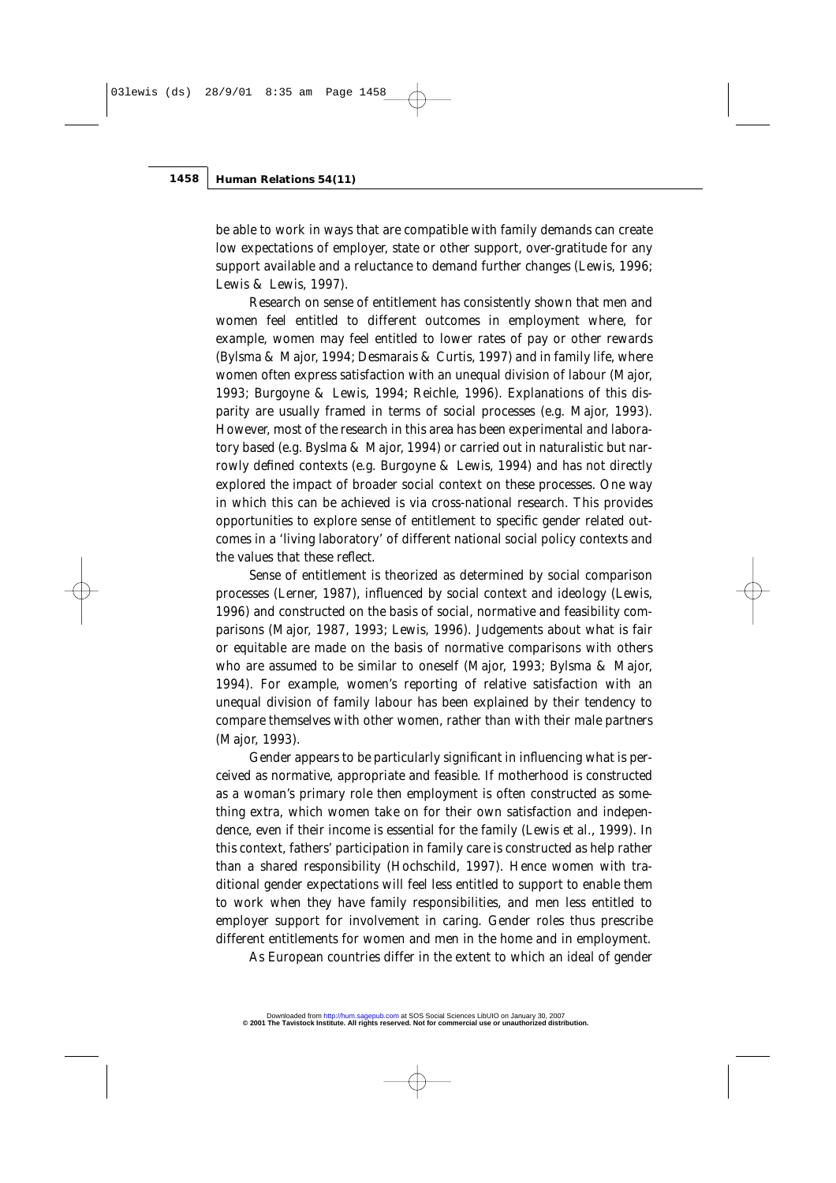be able to work in ways that are compatible with family demands can create low expectations of employer, state or other support, over-gratitude for any support available and a reluctance to demand further changes (Lewis, 1996; Lewis & Lewis, 1997).

Research on sense of entitlement has consistently shown that men and women feel entitled to different outcomes in employment where, for example, women may feel entitled to lower rates of pay or other rewards (Bylsma & Major, 1994; Desmarais & Curtis, 1997) and in family life, where women often express satisfaction with an unequal division of labour (Major, 1993; Burgoyne & Lewis, 1994; Reichle, 1996). Explanations of this disparity are usually framed in terms of social processes (e.g. Major, 1993). However, most of the research in this area has been experimental and laboratory based (e.g. Byslma & Major, 1994) or carried out in naturalistic but narrowly defined contexts (e.g. Burgoyne & Lewis, 1994) and has not directly explored the impact of broader social context on these processes. One way in which this can be achieved is via cross-national research. This provides opportunities to explore sense of entitlement to specific gender related outcomes in a 'living laboratory' of different national social policy contexts and the values that these reflect.

Sense of entitlement is theorized as determined by social comparison processes (Lerner, 1987), influenced by social context and ideology (Lewis, 1996) and constructed on the basis of social, normative and feasibility comparisons (Major, 1987, 1993; Lewis, 1996). Judgements about what is fair or equitable are made on the basis of normative comparisons with others who are assumed to be similar to oneself (Major, 1993; Bylsma & Major, 1994). For example, women's reporting of relative satisfaction with an unequal division of family labour has been explained by their tendency to compare themselves with other women, rather than with their male partners (Major, 1993).

Gender appears to be particularly significant in influencing what is perceived as normative, appropriate and feasible. If motherhood is constructed as a woman's primary role then employment is often constructed as something extra, which women take on for their own satisfaction and independence, even if their income is essential for the family (Lewis et al., 1999). In this context, fathers' participation in family care is constructed as help rather than a shared responsibility (Hochschild, 1997). Hence women with traditional gender expectations will feel less entitled to support to enable them to work when they have family responsibilities, and men less entitled to employer support for involvement in caring. Gender roles thus prescribe different entitlements for women and men in the home and in employment.

As European countries differ in the extent to which an ideal of gender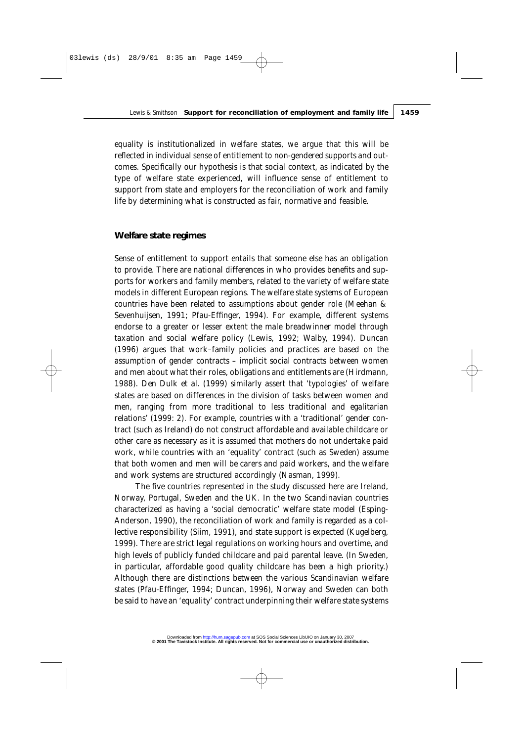equality is institutionalized in welfare states, we argue that this will be reflected in individual sense of entitlement to non-gendered supports and outcomes. Specifically our hypothesis is that social context, as indicated by the type of welfare state experienced, will influence sense of entitlement to support from state and employers for the reconciliation of work and family life by determining what is constructed as fair, normative and feasible.

## Welfare state regimes

Sense of entitlement to support entails that someone else has an obligation to provide. There are national differences in who provides benefits and supports for workers and family members, related to the variety of welfare state models in different European regions. The welfare state systems of European countries have been related to assumptions about gender role (Meehan & Sevenhuijsen, 1991; Pfau-Effinger, 1994). For example, different systems endorse to a greater or lesser extent the male breadwinner model through taxation and social welfare policy (Lewis, 1992; Walby, 1994). Duncan (1996) argues that work–family policies and practices are based on the assumption of gender contracts – implicit social contracts between women and men about what their roles, obligations and entitlements are (Hirdmann, 1988). Den Dulk et al. (1999) similarly assert that 'typologies' of welfare states are based on differences in the division of tasks between women and men, ranging from more traditional to less traditional and egalitarian relations' (1999: 2). For example, countries with a 'traditional' gender contract (such as Ireland) do not construct affordable and available childcare or other care as necessary as it is assumed that mothers do not undertake paid work, while countries with an 'equality' contract (such as Sweden) assume that both women and men will be carers and paid workers, and the welfare and work systems are structured accordingly (Nasman, 1999).

The five countries represented in the study discussed here are Ireland, Norway, Portugal, Sweden and the UK. In the two Scandinavian countries characterized as having a 'social democratic' welfare state model (Esping-Anderson, 1990), the reconciliation of work and family is regarded as a collective responsibility (Siim, 1991), and state support is expected (Kugelberg, 1999). There are strict legal regulations on working hours and overtime, and high levels of publicly funded childcare and paid parental leave. (In Sweden, in particular, affordable good quality childcare has been a high priority.) Although there are distinctions between the various Scandinavian welfare states (Pfau-Effinger, 1994; Duncan, 1996), Norway and Sweden can both be said to have an 'equality' contract underpinning their welfare state systems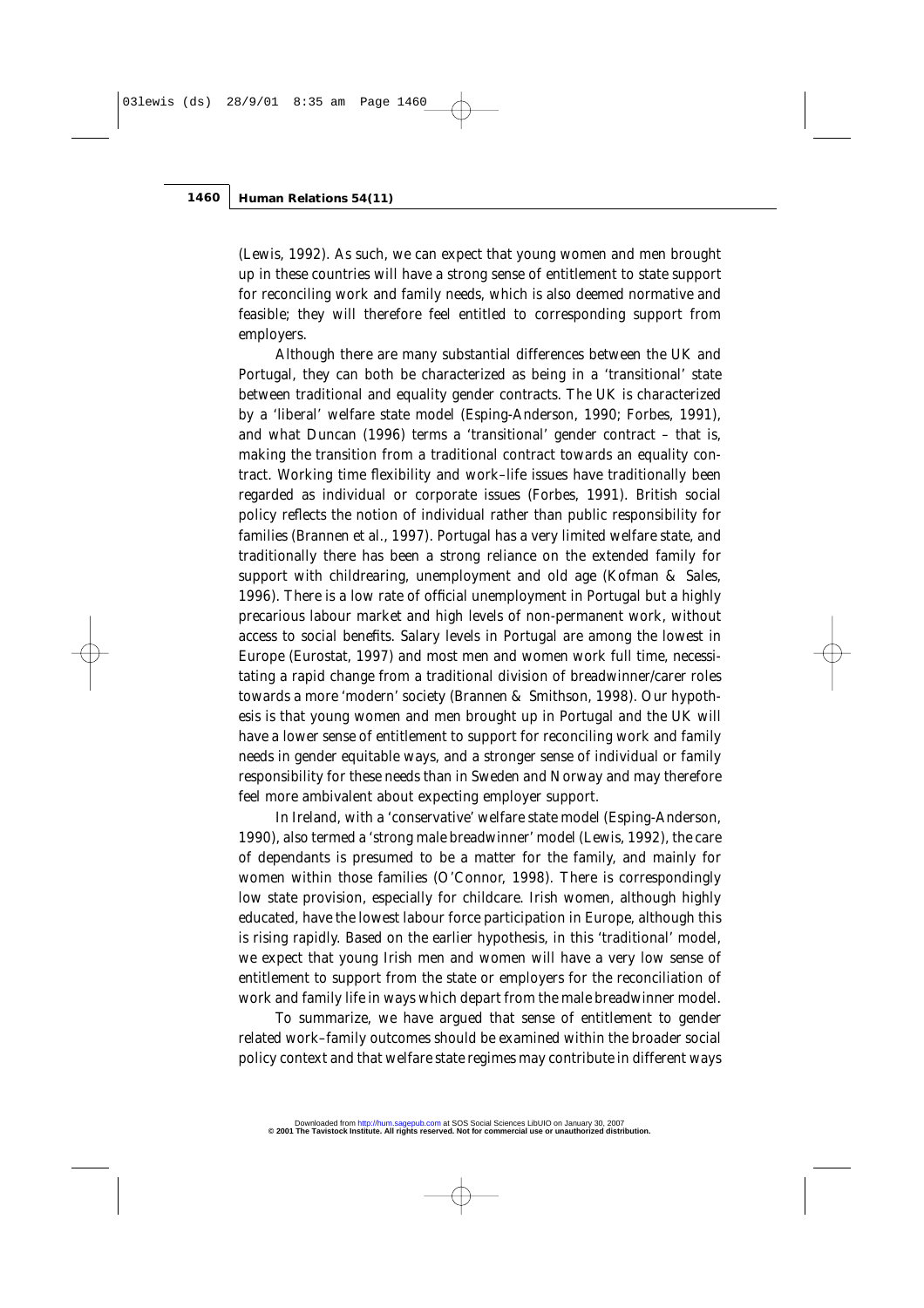(Lewis, 1992). As such, we can expect that young women and men brought up in these countries will have a strong sense of entitlement to state support for reconciling work and family needs, which is also deemed normative and feasible; they will therefore feel entitled to corresponding support from employers.

Although there are many substantial differences between the UK and Portugal, they can both be characterized as being in a 'transitional' state between traditional and equality gender contracts. The UK is characterized by a 'liberal' welfare state model (Esping-Anderson, 1990; Forbes, 1991), and what Duncan (1996) terms a 'transitional' gender contract – that is, making the transition from a traditional contract towards an equality contract. Working time flexibility and work–life issues have traditionally been regarded as individual or corporate issues (Forbes, 1991). British social policy reflects the notion of individual rather than public responsibility for families (Brannen et al., 1997). Portugal has a very limited welfare state, and traditionally there has been a strong reliance on the extended family for support with childrearing, unemployment and old age (Kofman & Sales, 1996). There is a low rate of official unemployment in Portugal but a highly precarious labour market and high levels of non-permanent work, without access to social benefits. Salary levels in Portugal are among the lowest in Europe (Eurostat, 1997) and most men and women work full time, necessitating a rapid change from a traditional division of breadwinner/carer roles towards a more 'modern' society (Brannen & Smithson, 1998). Our hypothesis is that young women and men brought up in Portugal and the UK will have a lower sense of entitlement to support for reconciling work and family needs in gender equitable ways, and a stronger sense of individual or family responsibility for these needs than in Sweden and Norway and may therefore feel more ambivalent about expecting employer support.

In Ireland, with a 'conservative' welfare state model (Esping-Anderson, 1990), also termed a 'strong male breadwinner' model (Lewis, 1992), the care of dependants is presumed to be a matter for the family, and mainly for women within those families (O'Connor, 1998). There is correspondingly low state provision, especially for childcare. Irish women, although highly educated, have the lowest labour force participation in Europe, although this is rising rapidly. Based on the earlier hypothesis, in this 'traditional' model, we expect that young Irish men and women will have a very low sense of entitlement to support from the state or employers for the reconciliation of work and family life in ways which depart from the male breadwinner model.

To summarize, we have argued that sense of entitlement to gender related work–family outcomes should be examined within the broader social policy context and that welfare state regimes may contribute in different ways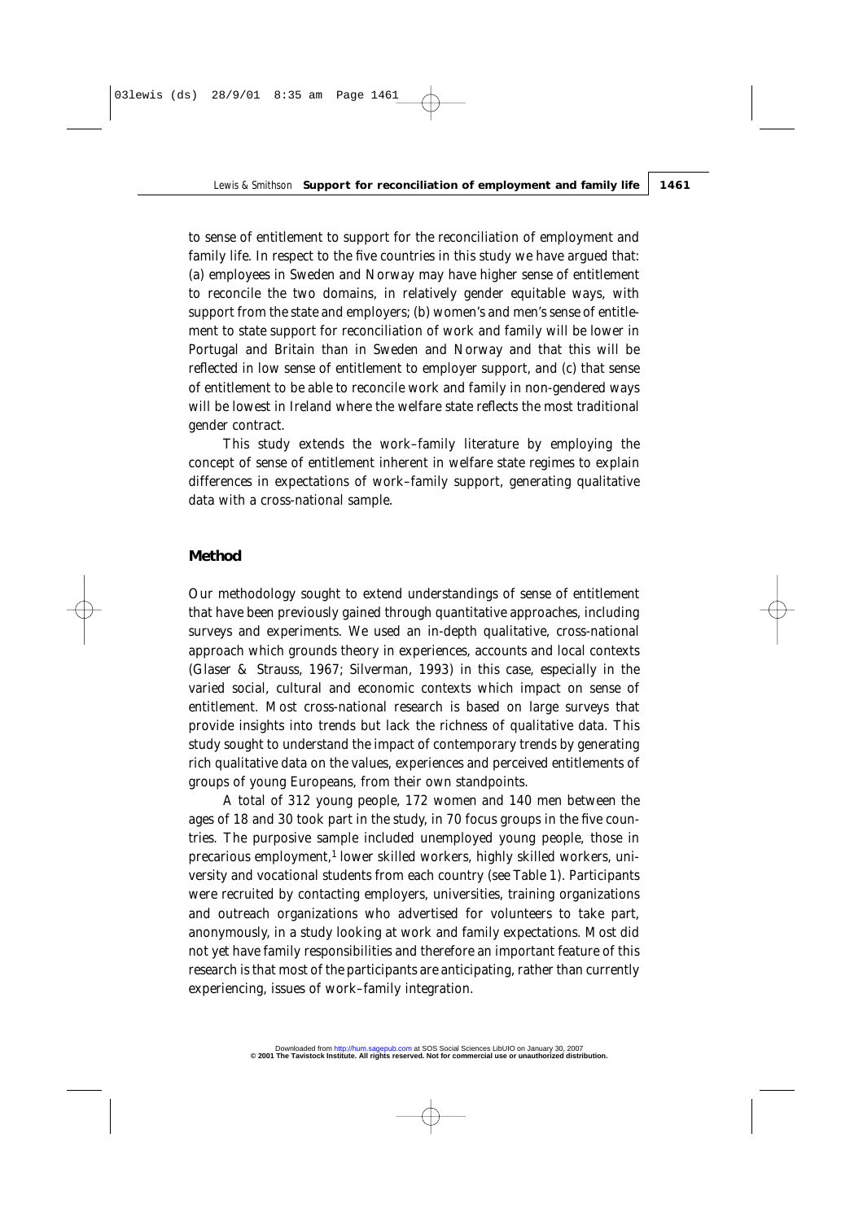to sense of entitlement to support for the reconciliation of employment and family life. In respect to the five countries in this study we have argued that: (a) employees in Sweden and Norway may have higher sense of entitlement to reconcile the two domains, in relatively gender equitable ways, with support from the state and employers; (b) women's and men's sense of entitlement to state support for reconciliation of work and family will be lower in Portugal and Britain than in Sweden and Norway and that this will be reflected in low sense of entitlement to employer support, and (c) that sense of entitlement to be able to reconcile work and family in non-gendered ways will be lowest in Ireland where the welfare state reflects the most traditional gender contract.

This study extends the work–family literature by employing the concept of sense of entitlement inherent in welfare state regimes to explain differences in expectations of work–family support, generating qualitative data with a cross-national sample.

## Method

Our methodology sought to extend understandings of sense of entitlement that have been previously gained through quantitative approaches, including surveys and experiments. We used an in-depth qualitative, cross-national approach which grounds theory in experiences, accounts and local contexts (Glaser & Strauss, 1967; Silverman, 1993) in this case, especially in the varied social, cultural and economic contexts which impact on sense of entitlement. Most cross-national research is based on large surveys that provide insights into trends but lack the richness of qualitative data. This study sought to understand the impact of contemporary trends by generating rich qualitative data on the values, experiences and perceived entitlements of groups of young Europeans, from their own standpoints.

A total of 312 young people, 172 women and 140 men between the ages of 18 and 30 took part in the study, in 70 focus groups in the five countries. The purposive sample included unemployed young people, those in precarious employment,[1] lower skilled workers, highly skilled workers, university and vocational students from each country (see Table 1). Participants were recruited by contacting employers, universities, training organizations and outreach organizations who advertised for volunteers to take part, anonymously, in a study looking at work and family expectations. Most did not yet have family responsibilities and therefore an important feature of this research is that most of the participants are anticipating, rather than currently experiencing, issues of work–family integration.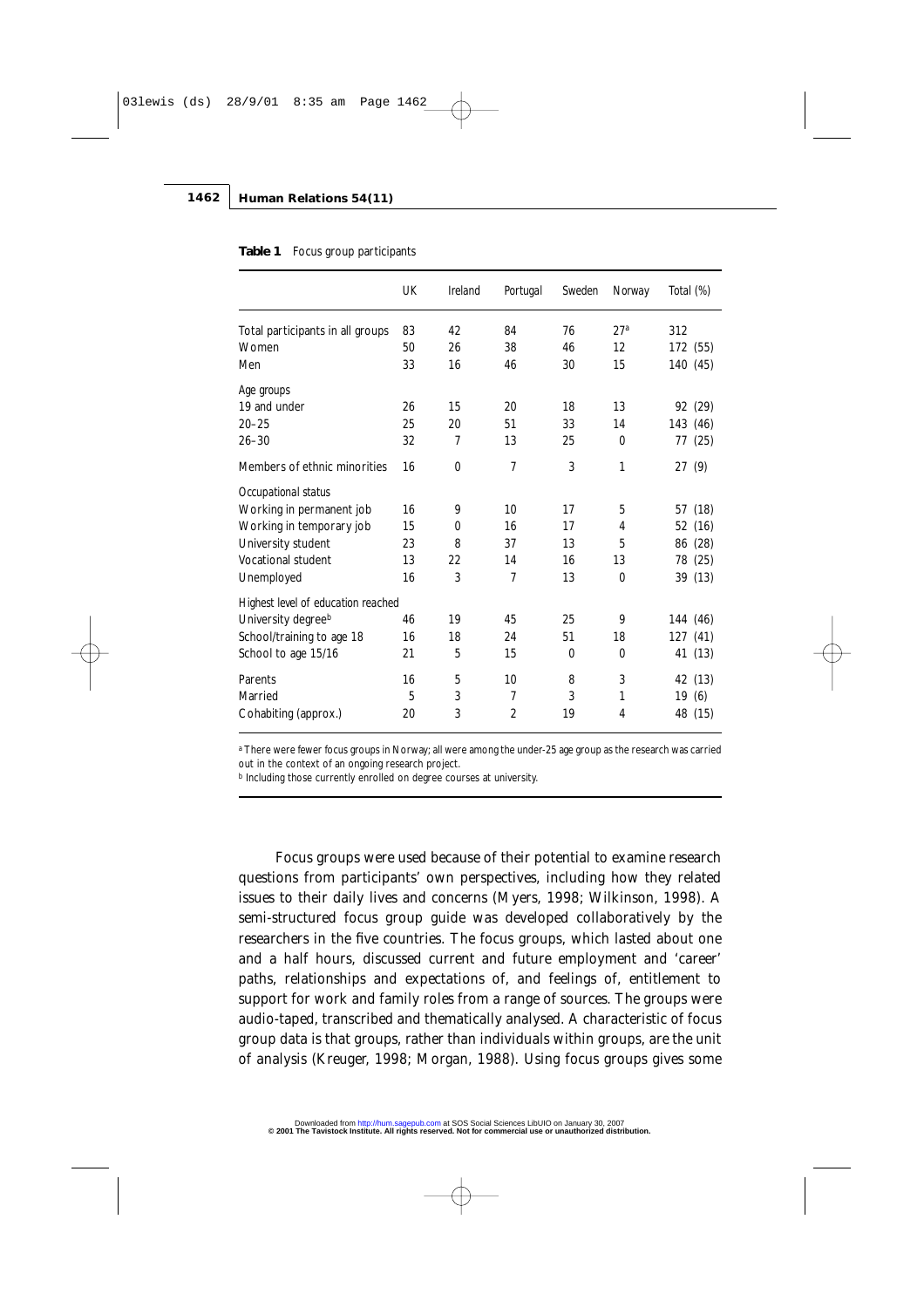**Table 1** Focus group participants

| | UK | Ireland | Portugal | Sweden | Norway | Total (%) |
|---|---|---|---|---|---|---|
| Total participants in all groups | 83 | 42 | 84 | 76 | 27[a] | 312 |
| Women | 50 | 26 | 38 | 46 | 12 | 172 (55) |
| Men | 33 | 16 | 46 | 30 | 15 | 140 (45) |
| Age groups | | | | | | |
| 19 and under | 26 | 15 | 20 | 18 | 13 | 92 (29) |
| 20–25 | 25 | 20 | 51 | 33 | 14 | 143 (46) |
| 26–30 | 32 | 7 | 13 | 25 | 0 | 77 (25) |
| Members of ethnic minorities | 16 | 0 | 7 | 3 | 1 | 27 (9) |
| Occupational status | | | | | | |
| Working in permanent job | 16 | 9 | 10 | 17 | 5 | 57 (18) |
| Working in temporary job | 15 | 0 | 16 | 17 | 4 | 52 (16) |
| University student | 23 | 8 | 37 | 13 | 5 | 86 (28) |
| Vocational student | 13 | 22 | 14 | 16 | 13 | 78 (25) |
| Unemployed | 16 | 3 | 7 | 13 | 0 | 39 (13) |
| Highest level of education reached | | | | | | |
| University degree[b] | 46 | 19 | 45 | 25 | 9 | 144 (46) |
| School/training to age 18 | 16 | 18 | 24 | 51 | 18 | 127 (41) |
| School to age 15/16 | 21 | 5 | 15 | 0 | 0 | 41 (13) |
| Parents | 16 | 5 | 10 | 8 | 3 | 42 (13) |
| Married | 5 | 3 | 7 | 3 | 1 | 19 (6) |
| Cohabiting (approx.) | 20 | 3 | 2 | 19 | 4 | 48 (15) |

[a] There were fewer focus groups in Norway; all were among the under-25 age group as the research was carried out in the context of an ongoing research project.
[b] Including those currently enrolled on degree courses at university.

Focus groups were used because of their potential to examine research questions from participants' own perspectives, including how they related issues to their daily lives and concerns (Myers, 1998; Wilkinson, 1998). A semi-structured focus group guide was developed collaboratively by the researchers in the five countries. The focus groups, which lasted about one and a half hours, discussed current and future employment and 'career' paths, relationships and expectations of, and feelings of, entitlement to support for work and family roles from a range of sources. The groups were audio-taped, transcribed and thematically analysed. A characteristic of focus group data is that groups, rather than individuals within groups, are the unit of analysis (Kreuger, 1998; Morgan, 1988). Using focus groups gives some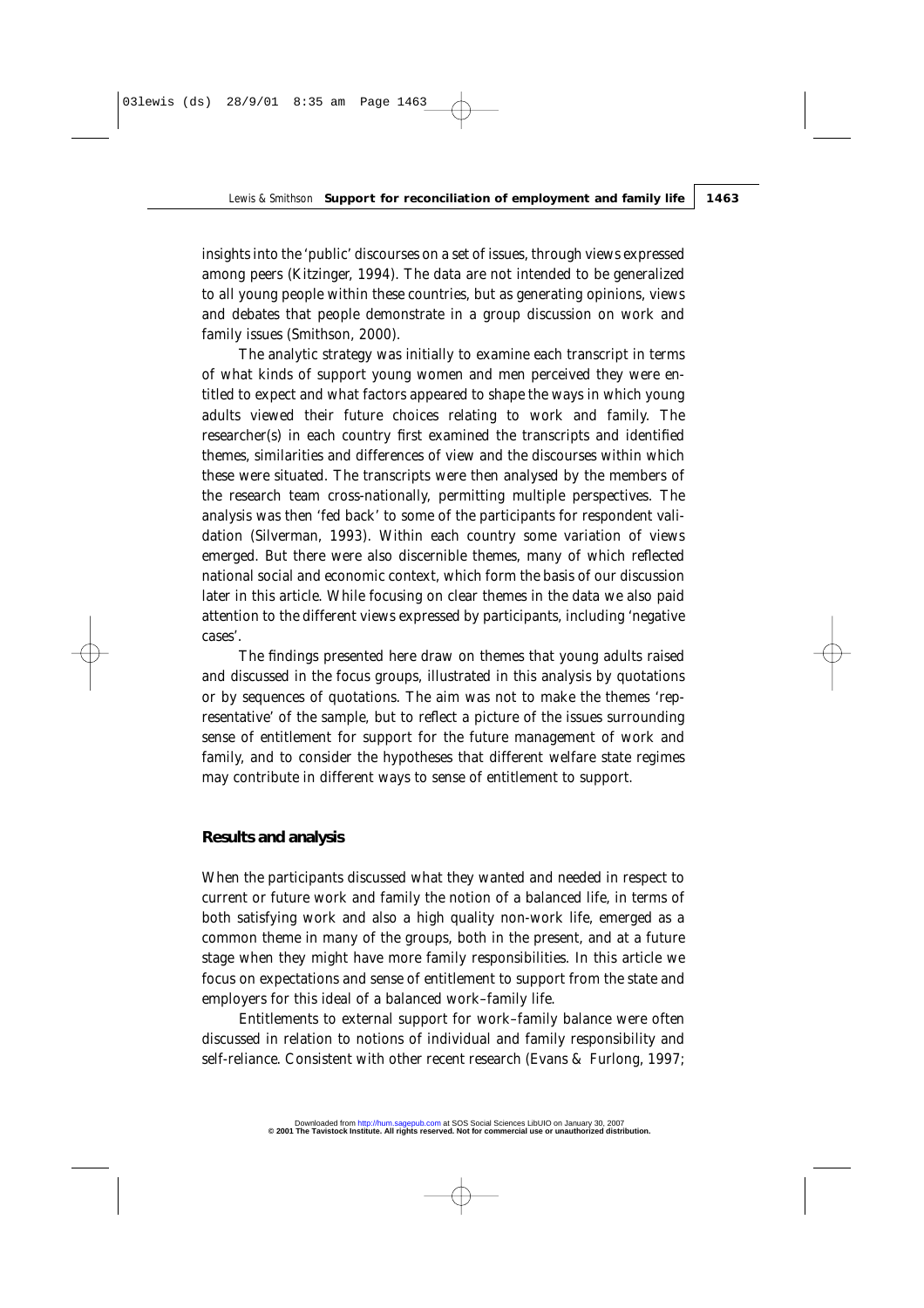insights into the 'public' discourses on a set of issues, through views expressed among peers (Kitzinger, 1994). The data are not intended to be generalized to all young people within these countries, but as generating opinions, views and debates that people demonstrate in a group discussion on work and family issues (Smithson, 2000).

The analytic strategy was initially to examine each transcript in terms of what kinds of support young women and men perceived they were entitled to expect and what factors appeared to shape the ways in which young adults viewed their future choices relating to work and family. The researcher(s) in each country first examined the transcripts and identified themes, similarities and differences of view and the discourses within which these were situated. The transcripts were then analysed by the members of the research team cross-nationally, permitting multiple perspectives. The analysis was then 'fed back' to some of the participants for respondent validation (Silverman, 1993). Within each country some variation of views emerged. But there were also discernible themes, many of which reflected national social and economic context, which form the basis of our discussion later in this article. While focusing on clear themes in the data we also paid attention to the different views expressed by participants, including 'negative cases'.

The findings presented here draw on themes that young adults raised and discussed in the focus groups, illustrated in this analysis by quotations or by sequences of quotations. The aim was not to make the themes 'representative' of the sample, but to reflect a picture of the issues surrounding sense of entitlement for support for the future management of work and family, and to consider the hypotheses that different welfare state regimes may contribute in different ways to sense of entitlement to support.

## Results and analysis

When the participants discussed what they wanted and needed in respect to current or future work and family the notion of a balanced life, in terms of both satisfying work and also a high quality non-work life, emerged as a common theme in many of the groups, both in the present, and at a future stage when they might have more family responsibilities. In this article we focus on expectations and sense of entitlement to support from the state and employers for this ideal of a balanced work–family life.

Entitlements to external support for work–family balance were often discussed in relation to notions of individual and family responsibility and self-reliance. Consistent with other recent research (Evans & Furlong, 1997;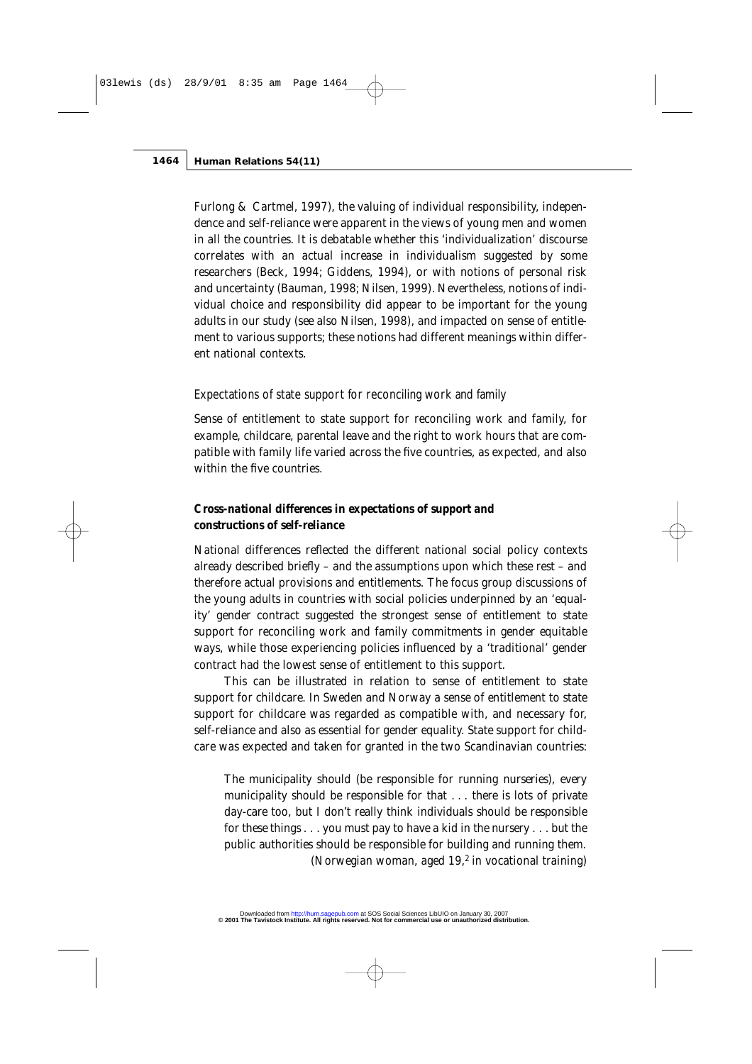Furlong & Cartmel, 1997), the valuing of individual responsibility, independence and self-reliance were apparent in the views of young men and women in all the countries. It is debatable whether this 'individualization' discourse correlates with an actual increase in individualism suggested by some researchers (Beck, 1994; Giddens, 1994), or with notions of personal risk and uncertainty (Bauman, 1998; Nilsen, 1999). Nevertheless, notions of individual choice and responsibility did appear to be important for the young adults in our study (see also Nilsen, 1998), and impacted on sense of entitlement to various supports; these notions had different meanings within different national contexts.

### *Expectations of state support for reconciling work and family*

Sense of entitlement to state support for reconciling work and family, for example, childcare, parental leave and the right to work hours that are compatible with family life varied across the five countries, as expected, and also within the five countries.

### ***Cross-national differences in expectations of support and constructions of self-reliance***

National differences reflected the different national social policy contexts already described briefly – and the assumptions upon which these rest – and therefore actual provisions and entitlements. The focus group discussions of the young adults in countries with social policies underpinned by an 'equality' gender contract suggested the strongest sense of entitlement to state support for reconciling work and family commitments in gender equitable ways, while those experiencing policies influenced by a 'traditional' gender contract had the lowest sense of entitlement to this support.

This can be illustrated in relation to sense of entitlement to state support for childcare. In Sweden and Norway a sense of entitlement to state support for childcare was regarded as compatible with, and necessary for, self-reliance and also as essential for gender equality. State support for childcare was expected and taken for granted in the two Scandinavian countries:

> The municipality should (be responsible for running nurseries), every municipality should be responsible for that . . . there is lots of private day-care too, but I don't really think individuals should be responsible for these things . . . you must pay to have a kid in the nursery . . . but the public authorities should be responsible for building and running them.
> (Norwegian woman, aged 19,[2] in vocational training)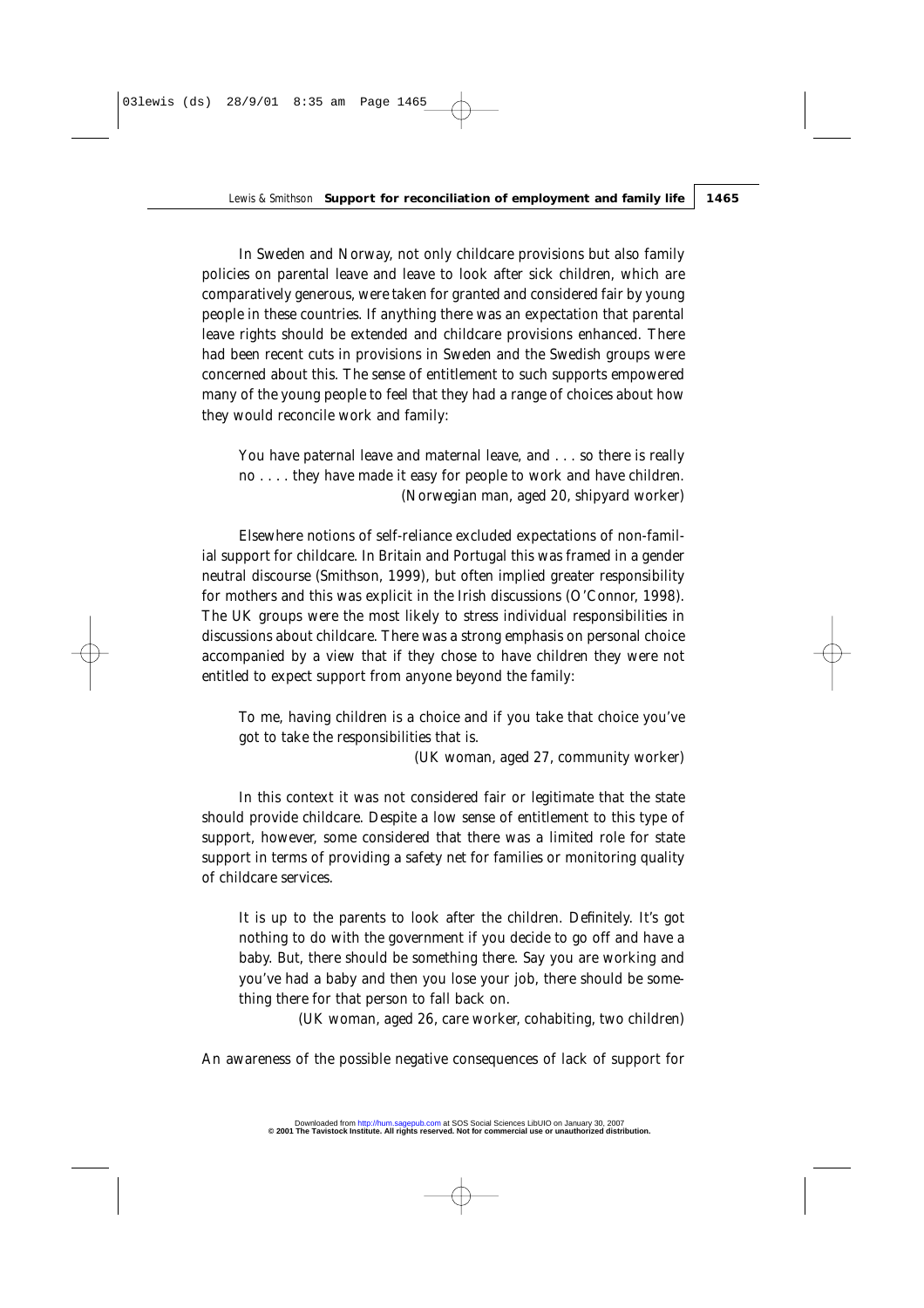In Sweden and Norway, not only childcare provisions but also family policies on parental leave and leave to look after sick children, which are comparatively generous, were taken for granted and considered fair by young people in these countries. If anything there was an expectation that parental leave rights should be extended and childcare provisions enhanced. There had been recent cuts in provisions in Sweden and the Swedish groups were concerned about this. The sense of entitlement to such supports empowered many of the young people to feel that they had a range of choices about how they would reconcile work and family:

> You have paternal leave and maternal leave, and . . . so there is really no . . . . they have made it easy for people to work and have children.
> (Norwegian man, aged 20, shipyard worker)

Elsewhere notions of self-reliance excluded expectations of non-familial support for childcare. In Britain and Portugal this was framed in a gender neutral discourse (Smithson, 1999), but often implied greater responsibility for mothers and this was explicit in the Irish discussions (O'Connor, 1998). The UK groups were the most likely to stress individual responsibilities in discussions about childcare. There was a strong emphasis on personal choice accompanied by a view that if they chose to have children they were not entitled to expect support from anyone beyond the family:

> To me, having children is a choice and if you take that choice you've got to take the responsibilities that is.
> (UK woman, aged 27, community worker)

In this context it was not considered fair or legitimate that the state should provide childcare. Despite a low sense of entitlement to this type of support, however, some considered that there was a limited role for state support in terms of providing a safety net for families or monitoring quality of childcare services.

> It is up to the parents to look after the children. Definitely. It's got nothing to do with the government if you decide to go off and have a baby. But, there should be something there. Say you are working and you've had a baby and then you lose your job, there should be something there for that person to fall back on.
> (UK woman, aged 26, care worker, cohabiting, two children)

An awareness of the possible negative consequences of lack of support for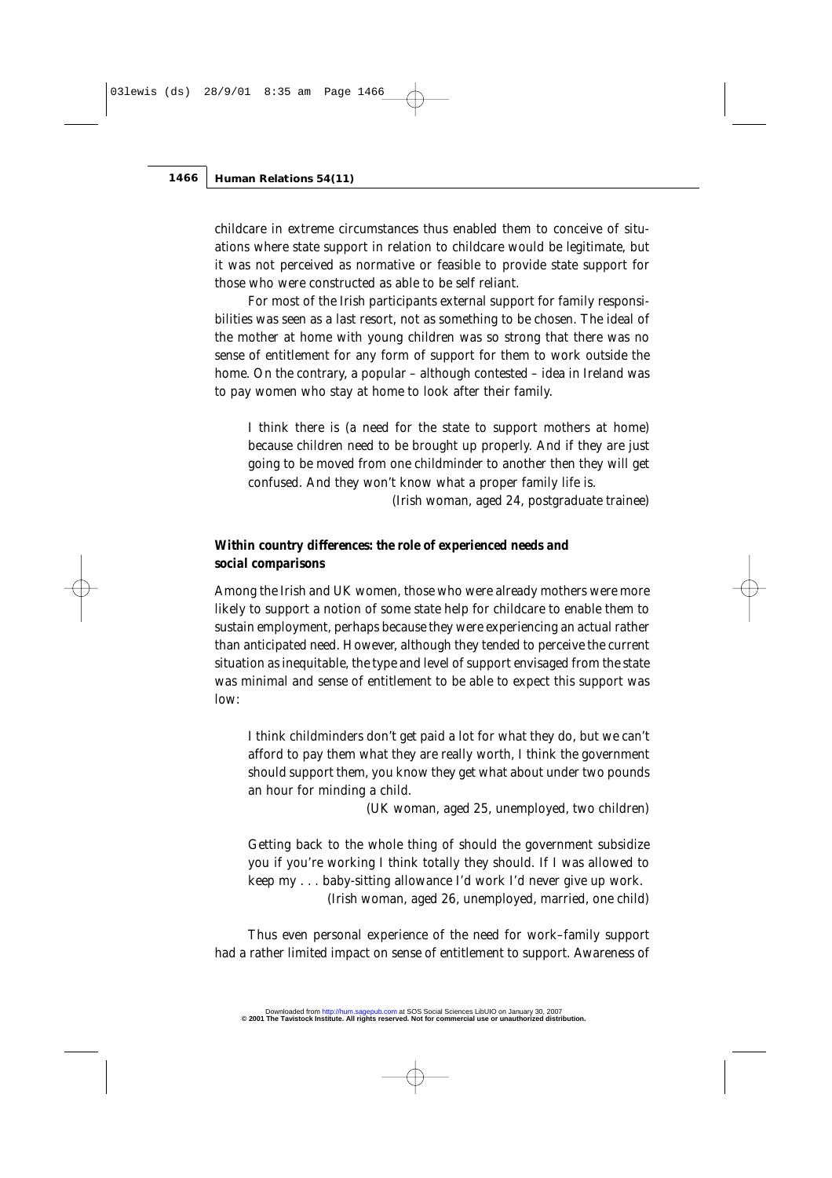childcare in extreme circumstances thus enabled them to conceive of situations where state support in relation to childcare would be legitimate, but it was not perceived as normative or feasible to provide state support for those who were constructed as able to be self reliant.

For most of the Irish participants external support for family responsibilities was seen as a last resort, not as something to be chosen. The ideal of the mother at home with young children was so strong that there was no sense of entitlement for any form of support for them to work outside the home. On the contrary, a popular – although contested – idea in Ireland was to pay women who stay at home to look after their family.

> I think there is (a need for the state to support mothers at home) because children need to be brought up properly. And if they are just going to be moved from one childminder to another then they will get confused. And they won't know what a proper family life is.
>
> (Irish woman, aged 24, postgraduate trainee)

### *Within country differences: the role of experienced needs and social comparisons*

Among the Irish and UK women, those who were already mothers were more likely to support a notion of some state help for childcare to enable them to sustain employment, perhaps because they were experiencing an actual rather than anticipated need. However, although they tended to perceive the current situation as inequitable, the type and level of support envisaged from the state was minimal and sense of entitlement to be able to expect this support was low:

> I think childminders don't get paid a lot for what they do, but we can't afford to pay them what they are really worth, I think the government should support them, you know they get what about under two pounds an hour for minding a child.
>
> (UK woman, aged 25, unemployed, two children)

> Getting back to the whole thing of should the government subsidize you if you're working I think totally they should. If I was allowed to keep my . . . baby-sitting allowance I'd work I'd never give up work.
>
> (Irish woman, aged 26, unemployed, married, one child)

Thus even personal experience of the need for work–family support had a rather limited impact on sense of entitlement to support. Awareness of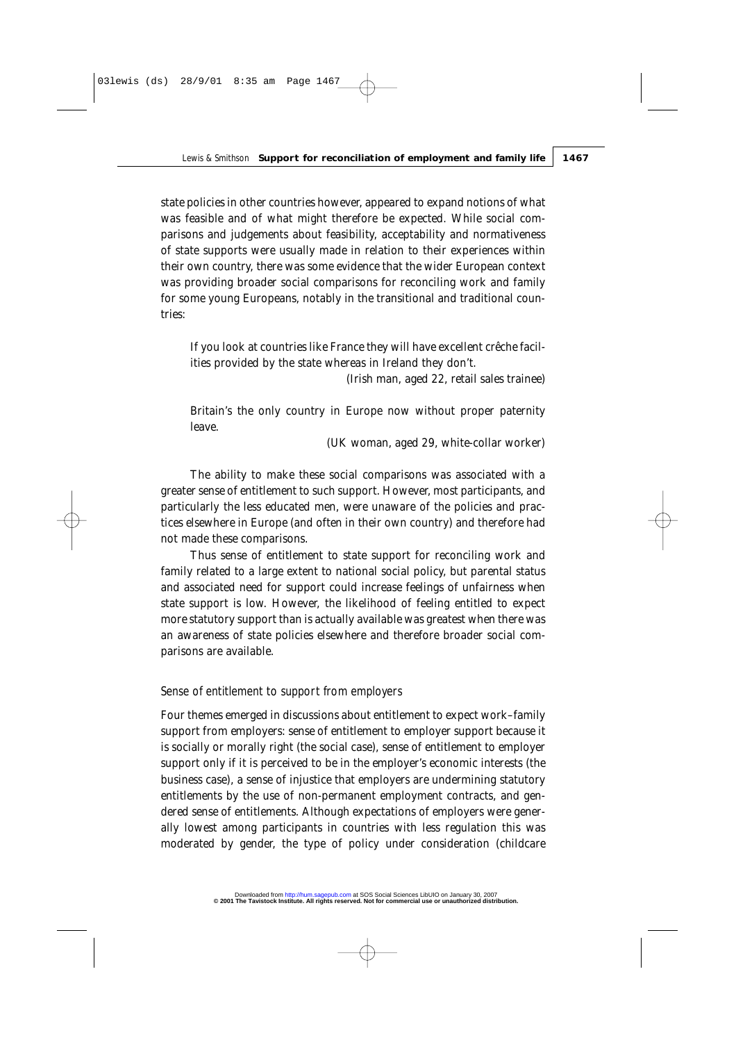state policies in other countries however, appeared to expand notions of what was feasible and of what might therefore be expected. While social comparisons and judgements about feasibility, acceptability and normativeness of state supports were usually made in relation to their experiences within their own country, there was some evidence that the wider European context was providing broader social comparisons for reconciling work and family for some young Europeans, notably in the transitional and traditional countries:

> If you look at countries like France they will have excellent crêche facilities provided by the state whereas in Ireland they don't.
>
> (Irish man, aged 22, retail sales trainee)

> Britain's the only country in Europe now without proper paternity leave.
>
> (UK woman, aged 29, white-collar worker)

The ability to make these social comparisons was associated with a greater sense of entitlement to such support. However, most participants, and particularly the less educated men, were unaware of the policies and practices elsewhere in Europe (and often in their own country) and therefore had not made these comparisons.

Thus sense of entitlement to state support for reconciling work and family related to a large extent to national social policy, but parental status and associated need for support could increase feelings of unfairness when state support is low. However, the likelihood of feeling entitled to expect more statutory support than is actually available was greatest when there was an awareness of state policies elsewhere and therefore broader social comparisons are available.

### *Sense of entitlement to support from employers*

Four themes emerged in discussions about entitlement to expect work–family support from employers: sense of entitlement to employer support because it is socially or morally right (the social case), sense of entitlement to employer support only if it is perceived to be in the employer's economic interests (the business case), a sense of injustice that employers are undermining statutory entitlements by the use of non-permanent employment contracts, and gendered sense of entitlements. Although expectations of employers were generally lowest among participants in countries with less regulation this was moderated by gender, the type of policy under consideration (childcare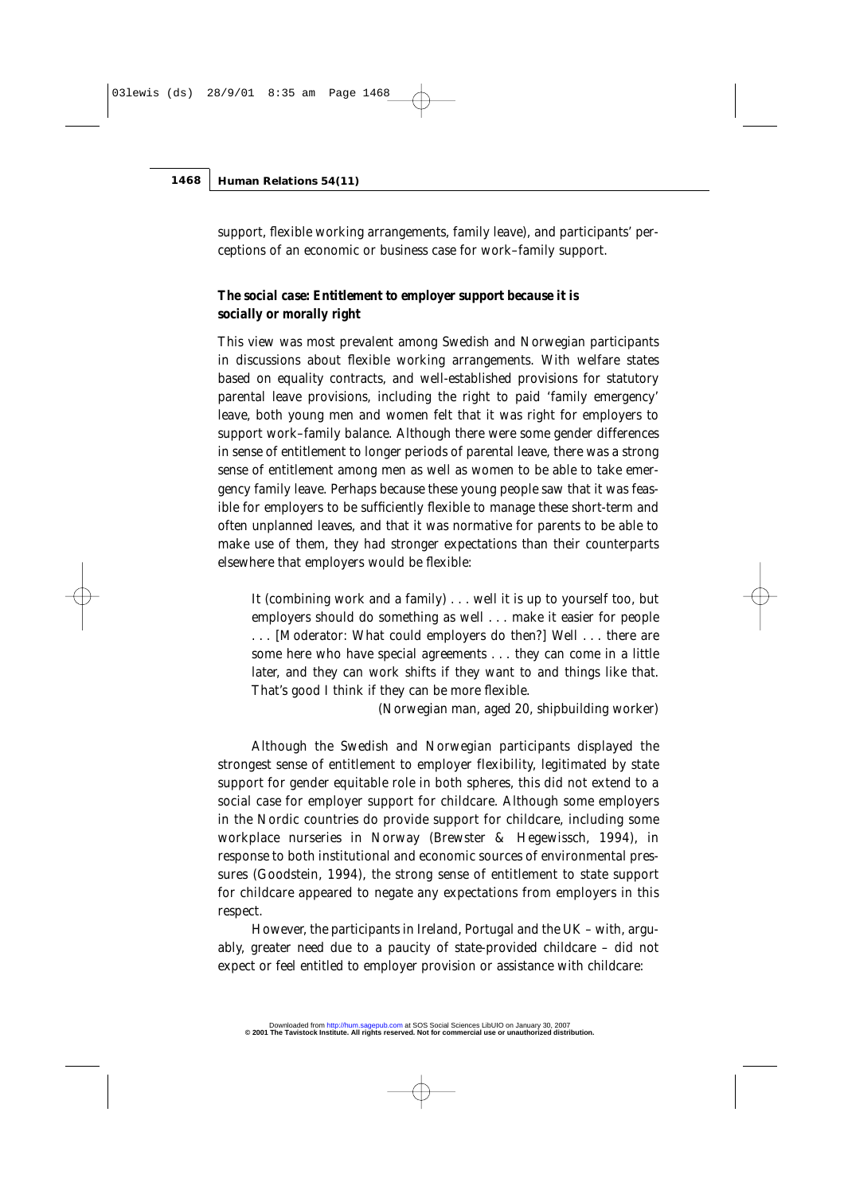support, flexible working arrangements, family leave), and participants' perceptions of an economic or business case for work–family support.

### *The social case: Entitlement to employer support because it is socially or morally right*

This view was most prevalent among Swedish and Norwegian participants in discussions about flexible working arrangements. With welfare states based on equality contracts, and well-established provisions for statutory parental leave provisions, including the right to paid 'family emergency' leave, both young men and women felt that it was right for employers to support work–family balance. Although there were some gender differences in sense of entitlement to longer periods of parental leave, there was a strong sense of entitlement among men as well as women to be able to take emergency family leave. Perhaps because these young people saw that it was feasible for employers to be sufficiently flexible to manage these short-term and often unplanned leaves, and that it was normative for parents to be able to make use of them, they had stronger expectations than their counterparts elsewhere that employers would be flexible:

> It (combining work and a family) . . . well it is up to yourself too, but employers should do something as well . . . make it easier for people . . . [Moderator: What could employers do then?] Well . . . there are some here who have special agreements . . . they can come in a little later, and they can work shifts if they want to and things like that. That's good I think if they can be more flexible.
>
> (Norwegian man, aged 20, shipbuilding worker)

Although the Swedish and Norwegian participants displayed the strongest sense of entitlement to employer flexibility, legitimated by state support for gender equitable role in both spheres, this did not extend to a social case for employer support for childcare. Although some employers in the Nordic countries do provide support for childcare, including some workplace nurseries in Norway (Brewster & Hegewissch, 1994), in response to both institutional and economic sources of environmental pressures (Goodstein, 1994), the strong sense of entitlement to state support for childcare appeared to negate any expectations from employers in this respect.

However, the participants in Ireland, Portugal and the UK – with, arguably, greater need due to a paucity of state-provided childcare – did not expect or feel entitled to employer provision or assistance with childcare: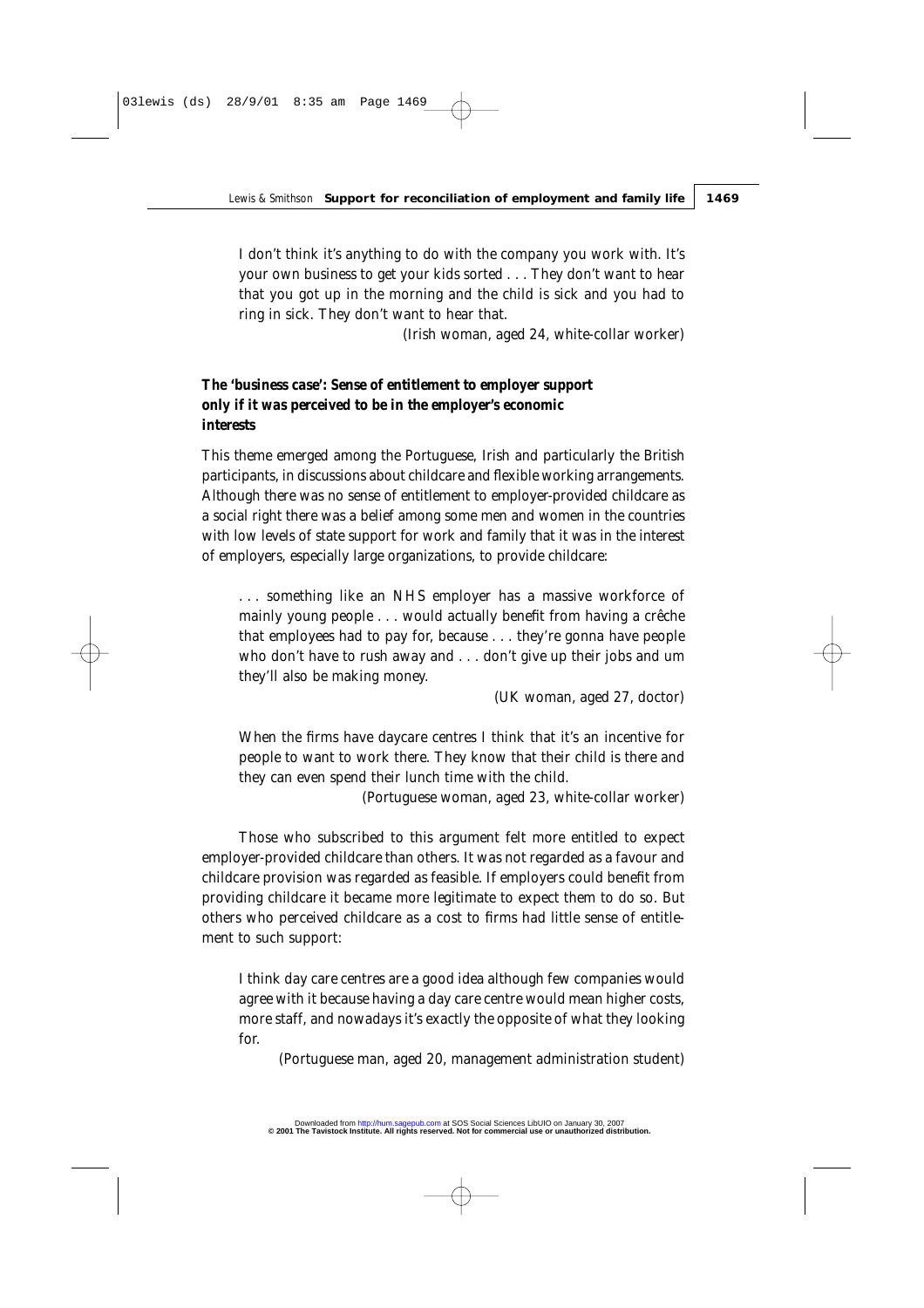> I don't think it's anything to do with the company you work with. It's your own business to get your kids sorted . . . They don't want to hear that you got up in the morning and the child is sick and you had to ring in sick. They don't want to hear that.
>
> (Irish woman, aged 24, white-collar worker)

### The 'business case': Sense of entitlement to employer support only if it was perceived to be in the employer's economic interests

This theme emerged among the Portuguese, Irish and particularly the British participants, in discussions about childcare and flexible working arrangements. Although there was no sense of entitlement to employer-provided childcare as a social right there was a belief among some men and women in the countries with low levels of state support for work and family that it was in the interest of employers, especially large organizations, to provide childcare:

> . . . something like an NHS employer has a massive workforce of mainly young people . . . would actually benefit from having a crêche that employees had to pay for, because . . . they're gonna have people who don't have to rush away and . . . don't give up their jobs and um they'll also be making money.
>
> (UK woman, aged 27, doctor)

> When the firms have daycare centres I think that it's an incentive for people to want to work there. They know that their child is there and they can even spend their lunch time with the child.
>
> (Portuguese woman, aged 23, white-collar worker)

Those who subscribed to this argument felt more entitled to expect employer-provided childcare than others. It was not regarded as a favour and childcare provision was regarded as feasible. If employers could benefit from providing childcare it became more legitimate to expect them to do so. But others who perceived childcare as a cost to firms had little sense of entitlement to such support:

> I think day care centres are a good idea although few companies would agree with it because having a day care centre would mean higher costs, more staff, and nowadays it's exactly the opposite of what they looking for.
>
> (Portuguese man, aged 20, management administration student)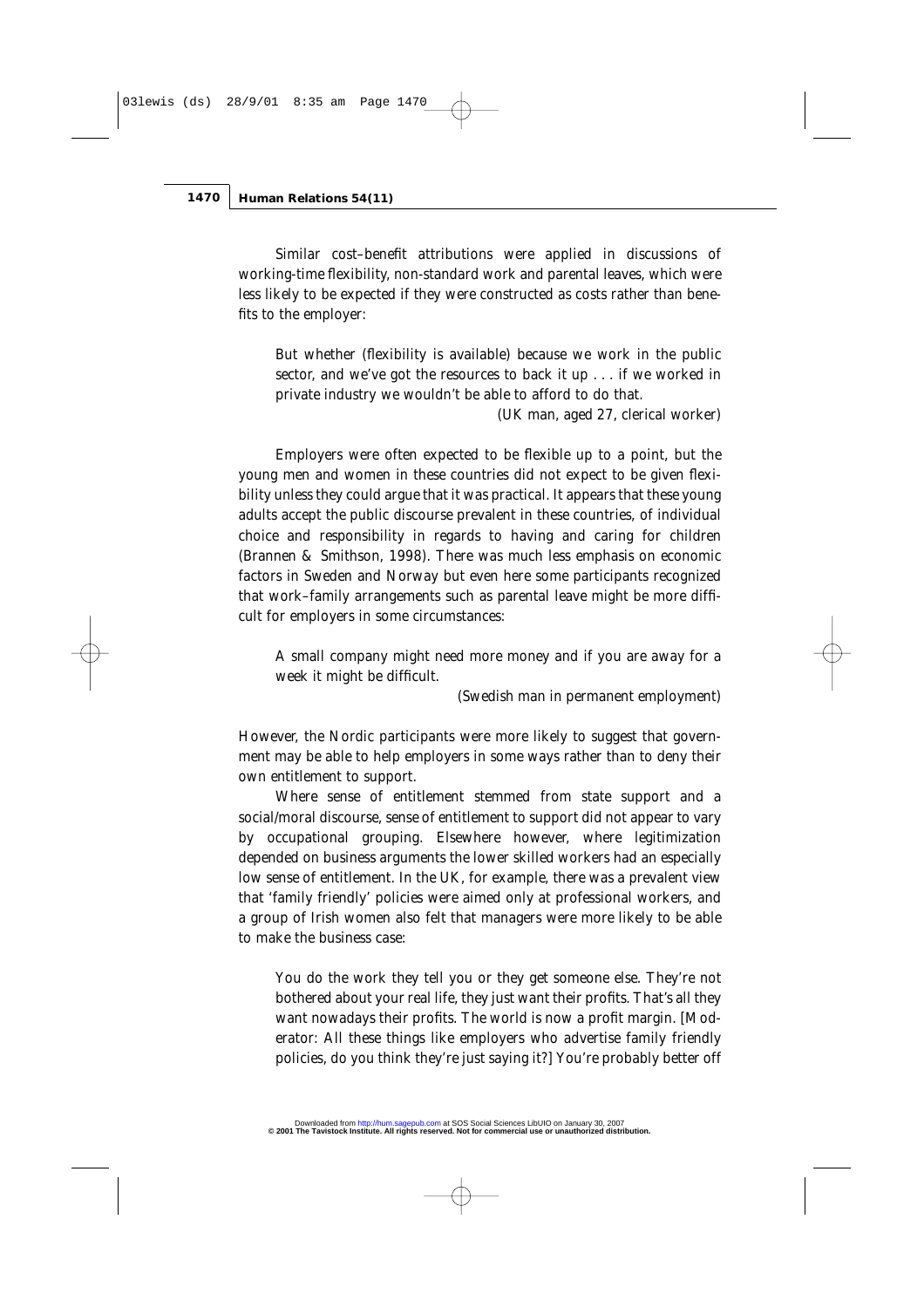Similar cost–benefit attributions were applied in discussions of working-time flexibility, non-standard work and parental leaves, which were less likely to be expected if they were constructed as costs rather than benefits to the employer:

> But whether (flexibility is available) because we work in the public sector, and we've got the resources to back it up . . . if we worked in private industry we wouldn't be able to afford to do that.
>
> (UK man, aged 27, clerical worker)

Employers were often expected to be flexible up to a point, but the young men and women in these countries did not expect to be given flexibility unless they could argue that it was practical. It appears that these young adults accept the public discourse prevalent in these countries, of individual choice and responsibility in regards to having and caring for children (Brannen & Smithson, 1998). There was much less emphasis on economic factors in Sweden and Norway but even here some participants recognized that work–family arrangements such as parental leave might be more difficult for employers in some circumstances:

> A small company might need more money and if you are away for a week it might be difficult.
>
> (Swedish man in permanent employment)

However, the Nordic participants were more likely to suggest that government may be able to help employers in some ways rather than to deny their own entitlement to support.

Where sense of entitlement stemmed from state support and a social/moral discourse, sense of entitlement to support did not appear to vary by occupational grouping. Elsewhere however, where legitimization depended on business arguments the lower skilled workers had an especially low sense of entitlement. In the UK, for example, there was a prevalent view that 'family friendly' policies were aimed only at professional workers, and a group of Irish women also felt that managers were more likely to be able to make the business case:

> You do the work they tell you or they get someone else. They're not bothered about your real life, they just want their profits. That's all they want nowadays their profits. The world is now a profit margin. [Moderator: All these things like employers who advertise family friendly policies, do you think they're just saying it?] You're probably better off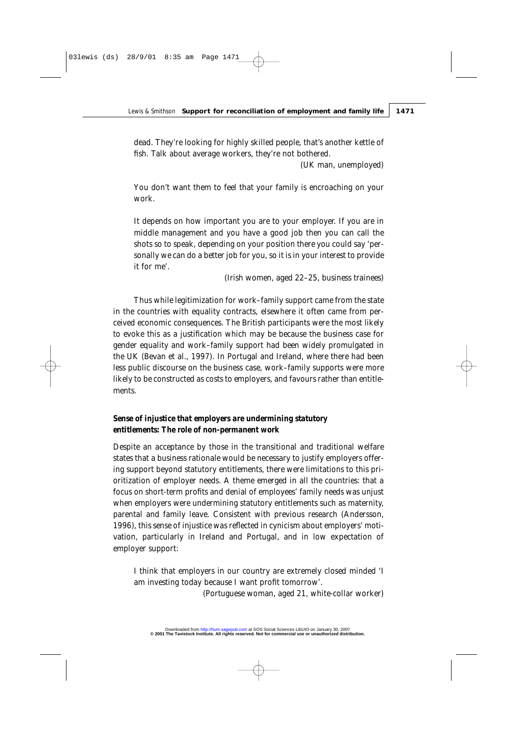> dead. They're looking for highly skilled people, that's another kettle of fish. Talk about average workers, they're not bothered.
>
> (UK man, unemployed)

> You don't want them to feel that your family is encroaching on your work.
>
> It depends on how important you are to your employer. If you are in middle management and you have a good job then you can call the shots so to speak, depending on your position there you could say 'personally we can do a better job for you, so it is in your interest to provide it for me'.
>
> (Irish women, aged 22–25, business trainees)

Thus while legitimization for work–family support came from the state in the countries with equality contracts, elsewhere it often came from perceived economic consequences. The British participants were the most likely to evoke this as a justification which may be because the business case for gender equality and work–family support had been widely promulgated in the UK (Bevan et al., 1997). In Portugal and Ireland, where there had been less public discourse on the business case, work–family supports were more likely to be constructed as costs to employers, and favours rather than entitlements.

### *Sense of injustice that employers are undermining statutory entitlements: The role of non-permanent work*

Despite an acceptance by those in the transitional and traditional welfare states that a business rationale would be necessary to justify employers offering support beyond statutory entitlements, there were limitations to this prioritization of employer needs. A theme emerged in all the countries: that a focus on short-term profits and denial of employees' family needs was unjust when employers were undermining statutory entitlements such as maternity, parental and family leave. Consistent with previous research (Andersson, 1996), this sense of injustice was reflected in cynicism about employers' motivation, particularly in Ireland and Portugal, and in low expectation of employer support:

> I think that employers in our country are extremely closed minded 'I am investing today because I want profit tomorrow'.
>
> (Portuguese woman, aged 21, white-collar worker)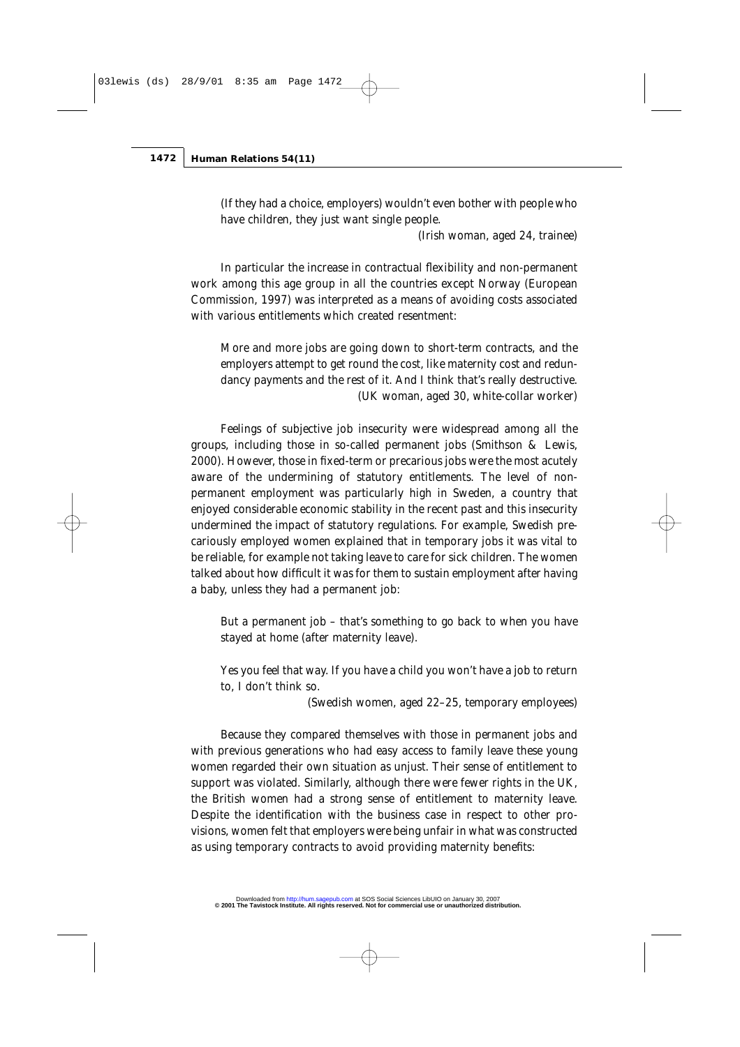(If they had a choice, employers) wouldn't even bother with people who have children, they just want single people.

(Irish woman, aged 24, trainee)

In particular the increase in contractual flexibility and non-permanent work among this age group in all the countries except Norway (European Commission, 1997) was interpreted as a means of avoiding costs associated with various entitlements which created resentment:

> More and more jobs are going down to short-term contracts, and the employers attempt to get round the cost, like maternity cost and redundancy payments and the rest of it. And I think that's really destructive.
>
> (UK woman, aged 30, white-collar worker)

Feelings of subjective job insecurity were widespread among all the groups, including those in so-called permanent jobs (Smithson & Lewis, 2000). However, those in fixed-term or precarious jobs were the most acutely aware of the undermining of statutory entitlements. The level of non-permanent employment was particularly high in Sweden, a country that enjoyed considerable economic stability in the recent past and this insecurity undermined the impact of statutory regulations. For example, Swedish precariously employed women explained that in temporary jobs it was vital to be reliable, for example not taking leave to care for sick children. The women talked about how difficult it was for them to sustain employment after having a baby, unless they had a permanent job:

> But a permanent job – that's something to go back to when you have stayed at home (after maternity leave).
>
> Yes you feel that way. If you have a child you won't have a job to return to, I don't think so.
>
> (Swedish women, aged 22–25, temporary employees)

Because they compared themselves with those in permanent jobs and with previous generations who had easy access to family leave these young women regarded their own situation as unjust. Their sense of entitlement to support was violated. Similarly, although there were fewer rights in the UK, the British women had a strong sense of entitlement to maternity leave. Despite the identification with the business case in respect to other provisions, women felt that employers were being unfair in what was constructed as using temporary contracts to avoid providing maternity benefits: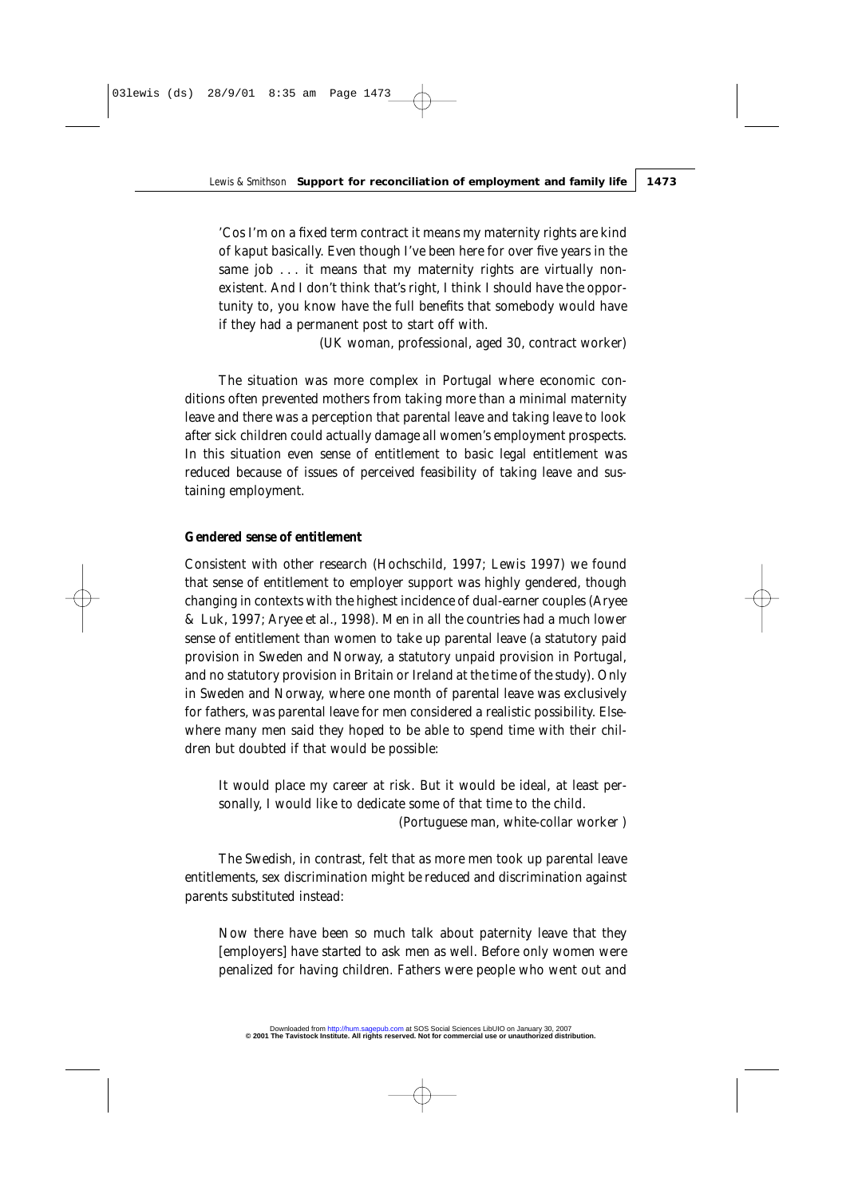> 'Cos I'm on a fixed term contract it means my maternity rights are kind of kaput basically. Even though I've been here for over five years in the same job . . . it means that my maternity rights are virtually non-existent. And I don't think that's right, I think I should have the opportunity to, you know have the full benefits that somebody would have if they had a permanent post to start off with.
>
> (UK woman, professional, aged 30, contract worker)

The situation was more complex in Portugal where economic conditions often prevented mothers from taking more than a minimal maternity leave and there was a perception that parental leave and taking leave to look after sick children could actually damage all women's employment prospects. In this situation even sense of entitlement to basic legal entitlement was reduced because of issues of perceived feasibility of taking leave and sustaining employment.

### Gendered sense of entitlement

Consistent with other research (Hochschild, 1997; Lewis 1997) we found that sense of entitlement to employer support was highly gendered, though changing in contexts with the highest incidence of dual-earner couples (Aryee & Luk, 1997; Aryee et al., 1998). Men in all the countries had a much lower sense of entitlement than women to take up parental leave (a statutory paid provision in Sweden and Norway, a statutory unpaid provision in Portugal, and no statutory provision in Britain or Ireland at the time of the study). Only in Sweden and Norway, where one month of parental leave was exclusively for fathers, was parental leave for men considered a realistic possibility. Elsewhere many men said they hoped to be able to spend time with their children but doubted if that would be possible:

> It would place my career at risk. But it would be ideal, at least personally, I would like to dedicate some of that time to the child.
>
> (Portuguese man, white-collar worker )

The Swedish, in contrast, felt that as more men took up parental leave entitlements, sex discrimination might be reduced and discrimination against parents substituted instead:

> Now there have been so much talk about paternity leave that they [employers] have started to ask men as well. Before only women were penalized for having children. Fathers were people who went out and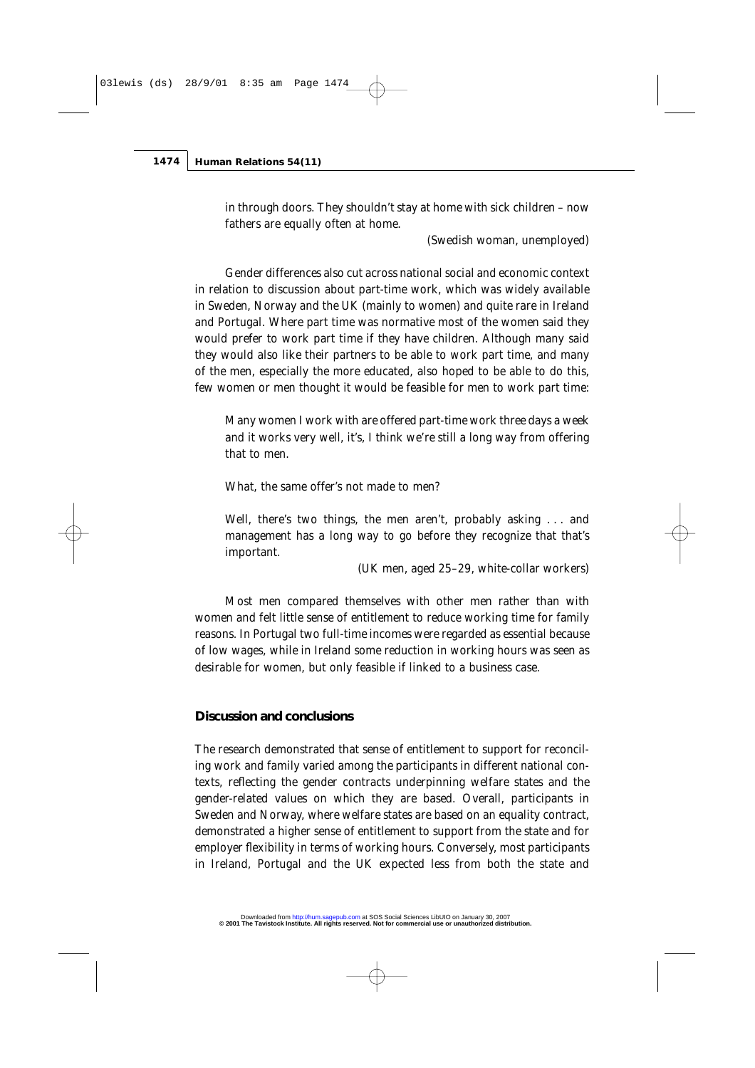in through doors. They shouldn't stay at home with sick children – now fathers are equally often at home.

(Swedish woman, unemployed)

Gender differences also cut across national social and economic context in relation to discussion about part-time work, which was widely available in Sweden, Norway and the UK (mainly to women) and quite rare in Ireland and Portugal. Where part time was normative most of the women said they would prefer to work part time if they have children. Although many said they would also like their partners to be able to work part time, and many of the men, especially the more educated, also hoped to be able to do this, few women or men thought it would be feasible for men to work part time:

> Many women I work with are offered part-time work three days a week and it works very well, it's, I think we're still a long way from offering that to men.
>
> What, the same offer's not made to men?
>
> Well, there's two things, the men aren't, probably asking . . . and management has a long way to go before they recognize that that's important.
>
> (UK men, aged 25–29, white-collar workers)

Most men compared themselves with other men rather than with women and felt little sense of entitlement to reduce working time for family reasons. In Portugal two full-time incomes were regarded as essential because of low wages, while in Ireland some reduction in working hours was seen as desirable for women, but only feasible if linked to a business case.

## Discussion and conclusions

The research demonstrated that sense of entitlement to support for reconciling work and family varied among the participants in different national contexts, reflecting the gender contracts underpinning welfare states and the gender-related values on which they are based. Overall, participants in Sweden and Norway, where welfare states are based on an equality contract, demonstrated a higher sense of entitlement to support from the state and for employer flexibility in terms of working hours. Conversely, most participants in Ireland, Portugal and the UK expected less from both the state and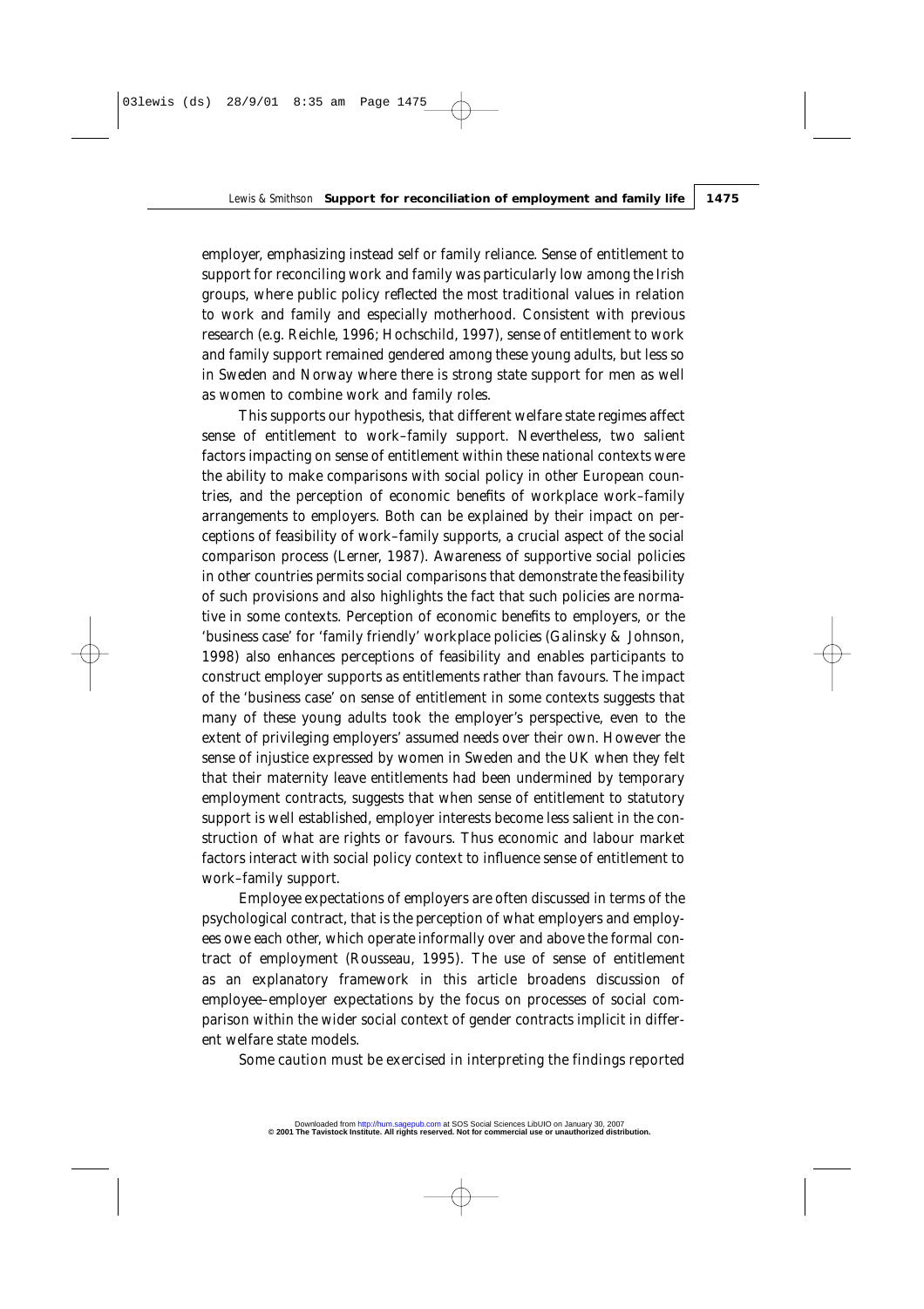employer, emphasizing instead self or family reliance. Sense of entitlement to support for reconciling work and family was particularly low among the Irish groups, where public policy reflected the most traditional values in relation to work and family and especially motherhood. Consistent with previous research (e.g. Reichle, 1996; Hochschild, 1997), sense of entitlement to work and family support remained gendered among these young adults, but less so in Sweden and Norway where there is strong state support for men as well as women to combine work and family roles.

This supports our hypothesis, that different welfare state regimes affect sense of entitlement to work–family support. Nevertheless, two salient factors impacting on sense of entitlement within these national contexts were the ability to make comparisons with social policy in other European countries, and the perception of economic benefits of workplace work–family arrangements to employers. Both can be explained by their impact on perceptions of feasibility of work–family supports, a crucial aspect of the social comparison process (Lerner, 1987). Awareness of supportive social policies in other countries permits social comparisons that demonstrate the feasibility of such provisions and also highlights the fact that such policies are normative in some contexts. Perception of economic benefits to employers, or the 'business case' for 'family friendly' workplace policies (Galinsky & Johnson, 1998) also enhances perceptions of feasibility and enables participants to construct employer supports as entitlements rather than favours. The impact of the 'business case' on sense of entitlement in some contexts suggests that many of these young adults took the employer's perspective, even to the extent of privileging employers' assumed needs over their own. However the sense of injustice expressed by women in Sweden and the UK when they felt that their maternity leave entitlements had been undermined by temporary employment contracts, suggests that when sense of entitlement to statutory support is well established, employer interests become less salient in the construction of what are rights or favours. Thus economic and labour market factors interact with social policy context to influence sense of entitlement to work–family support.

Employee expectations of employers are often discussed in terms of the psychological contract, that is the perception of what employers and employees owe each other, which operate informally over and above the formal contract of employment (Rousseau, 1995). The use of sense of entitlement as an explanatory framework in this article broadens discussion of employee–employer expectations by the focus on processes of social comparison within the wider social context of gender contracts implicit in different welfare state models.

Some caution must be exercised in interpreting the findings reported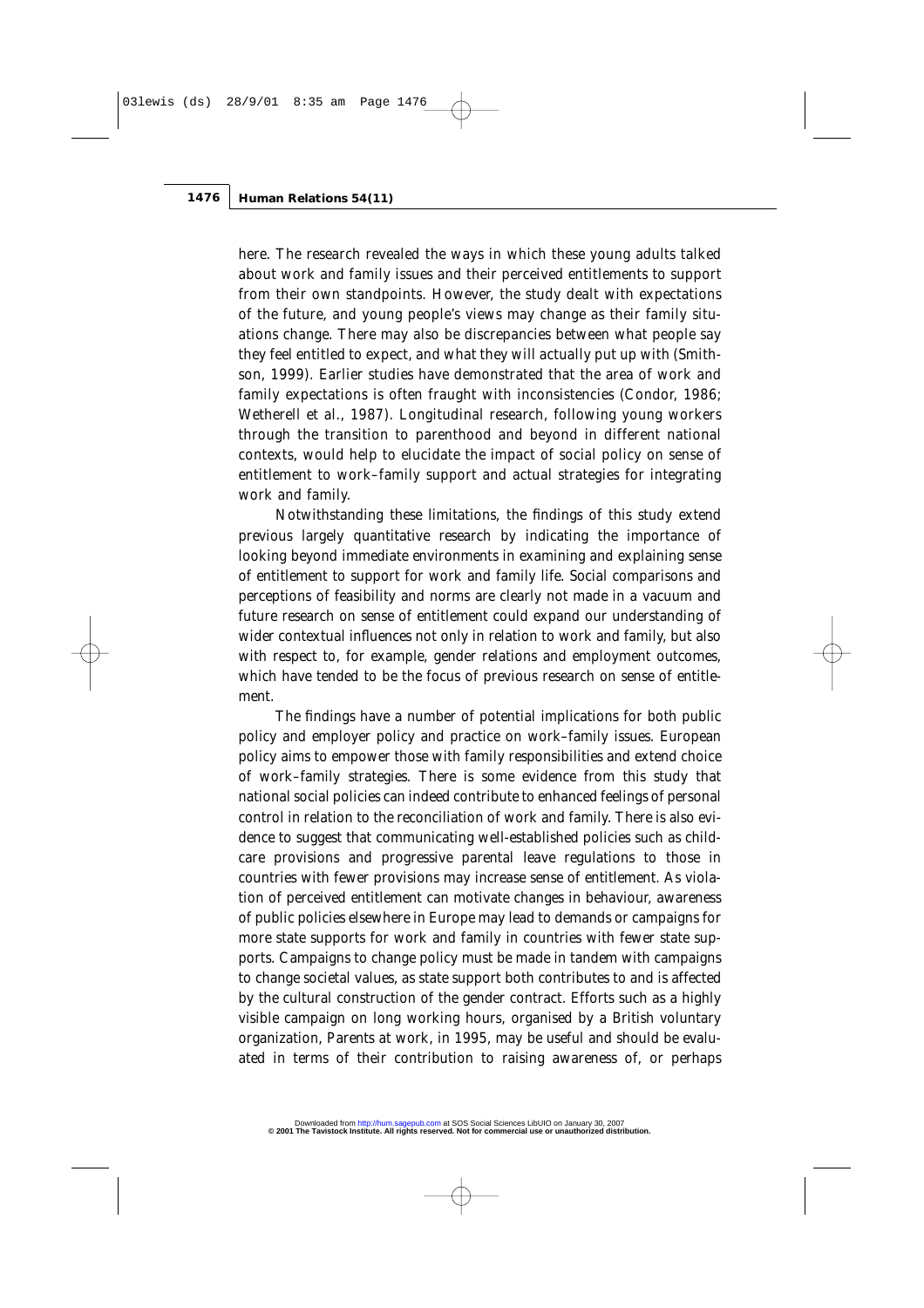here. The research revealed the ways in which these young adults talked about work and family issues and their perceived entitlements to support from their own standpoints. However, the study dealt with expectations of the future, and young people's views may change as their family situations change. There may also be discrepancies between what people say they feel entitled to expect, and what they will actually put up with (Smithson, 1999). Earlier studies have demonstrated that the area of work and family expectations is often fraught with inconsistencies (Condor, 1986; Wetherell et al., 1987). Longitudinal research, following young workers through the transition to parenthood and beyond in different national contexts, would help to elucidate the impact of social policy on sense of entitlement to work–family support and actual strategies for integrating work and family.

Notwithstanding these limitations, the findings of this study extend previous largely quantitative research by indicating the importance of looking beyond immediate environments in examining and explaining sense of entitlement to support for work and family life. Social comparisons and perceptions of feasibility and norms are clearly not made in a vacuum and future research on sense of entitlement could expand our understanding of wider contextual influences not only in relation to work and family, but also with respect to, for example, gender relations and employment outcomes, which have tended to be the focus of previous research on sense of entitlement.

The findings have a number of potential implications for both public policy and employer policy and practice on work–family issues. European policy aims to empower those with family responsibilities and extend choice of work–family strategies. There is some evidence from this study that national social policies can indeed contribute to enhanced feelings of personal control in relation to the reconciliation of work and family. There is also evidence to suggest that communicating well-established policies such as childcare provisions and progressive parental leave regulations to those in countries with fewer provisions may increase sense of entitlement. As violation of perceived entitlement can motivate changes in behaviour, awareness of public policies elsewhere in Europe may lead to demands or campaigns for more state supports for work and family in countries with fewer state supports. Campaigns to change policy must be made in tandem with campaigns to change societal values, as state support both contributes to and is affected by the cultural construction of the gender contract. Efforts such as a highly visible campaign on long working hours, organised by a British voluntary organization, Parents at work, in 1995, may be useful and should be evaluated in terms of their contribution to raising awareness of, or perhaps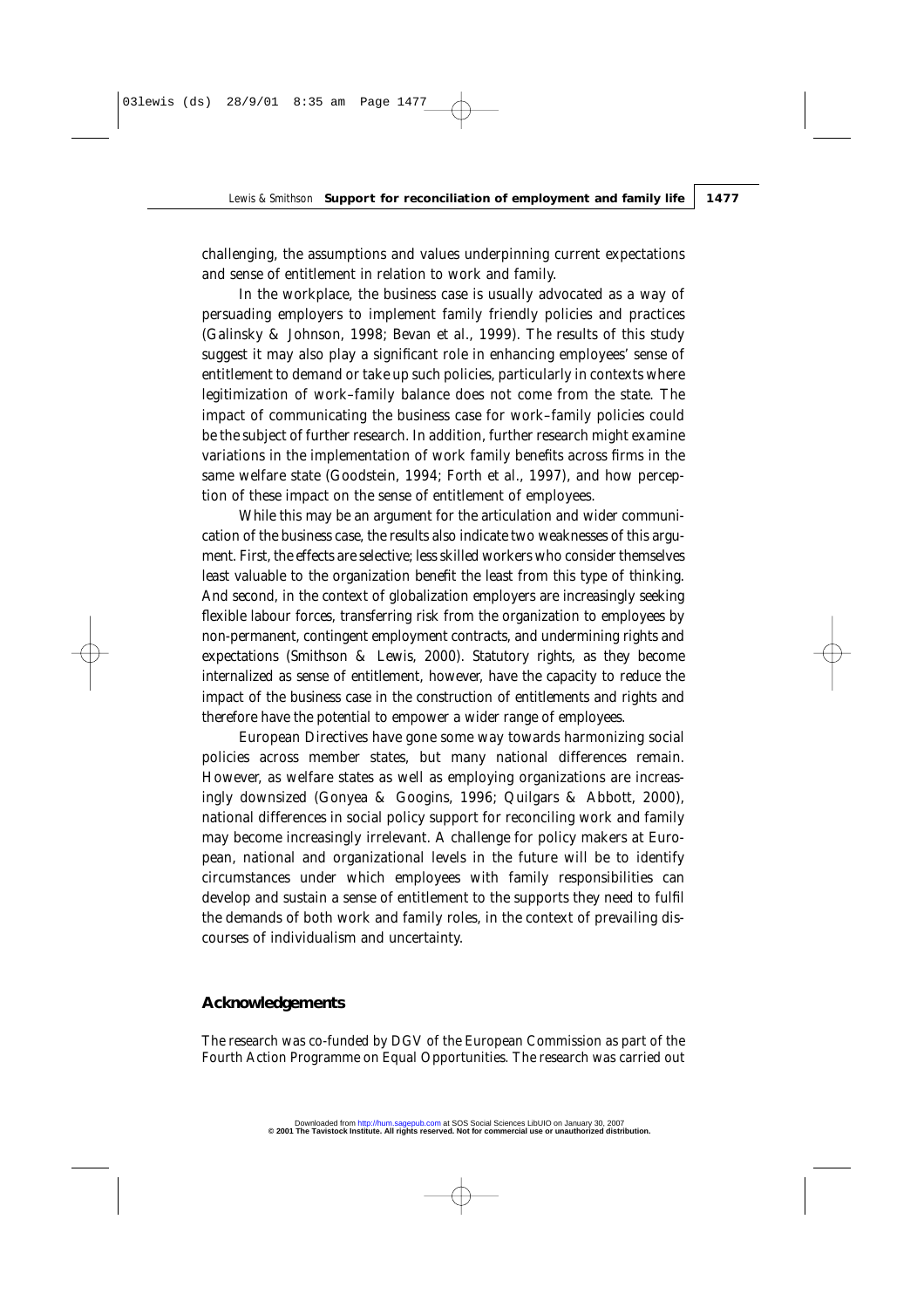challenging, the assumptions and values underpinning current expectations and sense of entitlement in relation to work and family.

In the workplace, the business case is usually advocated as a way of persuading employers to implement family friendly policies and practices (Galinsky & Johnson, 1998; Bevan et al., 1999). The results of this study suggest it may also play a significant role in enhancing employees' sense of entitlement to demand or take up such policies, particularly in contexts where legitimization of work–family balance does not come from the state. The impact of communicating the business case for work–family policies could be the subject of further research. In addition, further research might examine variations in the implementation of work family benefits across firms in the same welfare state (Goodstein, 1994; Forth et al., 1997), and how perception of these impact on the sense of entitlement of employees.

While this may be an argument for the articulation and wider communication of the business case, the results also indicate two weaknesses of this argument. First, the effects are selective; less skilled workers who consider themselves least valuable to the organization benefit the least from this type of thinking. And second, in the context of globalization employers are increasingly seeking flexible labour forces, transferring risk from the organization to employees by non-permanent, contingent employment contracts, and undermining rights and expectations (Smithson & Lewis, 2000). Statutory rights, as they become internalized as sense of entitlement, however, have the capacity to reduce the impact of the business case in the construction of entitlements and rights and therefore have the potential to empower a wider range of employees.

European Directives have gone some way towards harmonizing social policies across member states, but many national differences remain. However, as welfare states as well as employing organizations are increasingly downsized (Gonyea & Googins, 1996; Quilgars & Abbott, 2000), national differences in social policy support for reconciling work and family may become increasingly irrelevant. A challenge for policy makers at European, national and organizational levels in the future will be to identify circumstances under which employees with family responsibilities can develop and sustain a sense of entitlement to the supports they need to fulfil the demands of both work and family roles, in the context of prevailing discourses of individualism and uncertainty.

## Acknowledgements

The research was co-funded by DGV of the European Commission as part of the Fourth Action Programme on Equal Opportunities. The research was carried out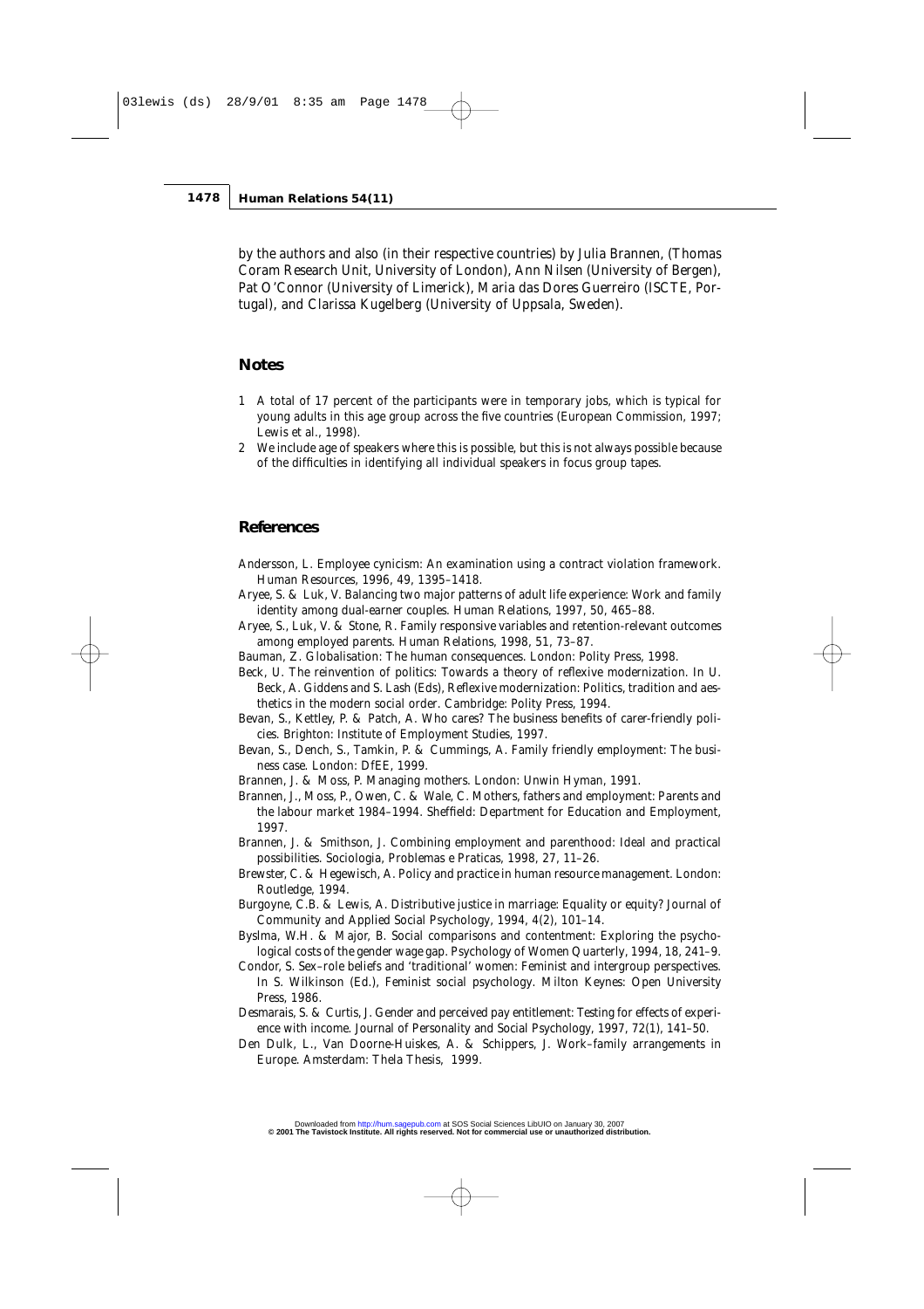by the authors and also (in their respective countries) by Julia Brannen, (Thomas Coram Research Unit, University of London), Ann Nilsen (University of Bergen), Pat O'Connor (University of Limerick), Maria das Dores Guerreiro (ISCTE, Portugal), and Clarissa Kugelberg (University of Uppsala, Sweden).

## Notes

1. A total of 17 percent of the participants were in temporary jobs, which is typical for young adults in this age group across the five countries (European Commission, 1997; Lewis et al., 1998).
2. We include age of speakers where this is possible, but this is not always possible because of the difficulties in identifying all individual speakers in focus group tapes.

## References

Andersson, L. Employee cynicism: An examination using a contract violation framework. *Human Resources*, 1996, *49*, 1395–1418.

Aryee, S. & Luk, V. Balancing two major patterns of adult life experience: Work and family identity among dual-earner couples. *Human Relations*, 1997, *50*, 465–88.

Aryee, S., Luk, V. & Stone, R. Family responsive variables and retention-relevant outcomes among employed parents. *Human Relations*, 1998, *51*, 73–87.

Bauman, Z. *Globalisation: The human consequences*. London: Polity Press, 1998.

Beck, U. The reinvention of politics: Towards a theory of reflexive modernization. In U. Beck, A. Giddens and S. Lash (Eds), *Reflexive modernization: Politics, tradition and aesthetics in the modern social order*. Cambridge: Polity Press, 1994.

Bevan, S., Kettley, P. & Patch, A. *Who cares? The business benefits of carer-friendly policies*. Brighton: Institute of Employment Studies, 1997.

Bevan, S., Dench, S., Tamkin, P. & Cummings, A. *Family friendly employment: The business case*. London: DfEE, 1999.

Brannen, J. & Moss, P. *Managing mothers*. London: Unwin Hyman, 1991.

Brannen, J., Moss, P., Owen, C. & Wale, C. *Mothers, fathers and employment: Parents and the labour market 1984–1994*. Sheffield: Department for Education and Employment, 1997.

Brannen, J. & Smithson, J. Combining employment and parenthood: Ideal and practical possibilities. *Sociologia, Problemas e Praticas*, 1998, *27*, 11–26.

Brewster, C. & Hegewisch, A. *Policy and practice in human resource management*. London: Routledge, 1994.

Burgoyne, C.B. & Lewis, A. Distributive justice in marriage: Equality or equity? *Journal of Community and Applied Social Psychology*, 1994, *4*(2), 101–14.

Byslma, W.H. & Major, B. Social comparisons and contentment: Exploring the psychological costs of the gender wage gap. *Psychology of Women Quarterly*, 1994, *18*, 241–9.

Condor, S. Sex–role beliefs and 'traditional' women: Feminist and intergroup perspectives. In S. Wilkinson (Ed.), *Feminist social psychology*. Milton Keynes: Open University Press, 1986.

Desmarais, S. & Curtis, J. Gender and perceived pay entitlement: Testing for effects of experience with income. *Journal of Personality and Social Psychology*, 1997, *72*(1), 141–50.

Den Dulk, L., Van Doorne-Huiskes, A. & Schippers, J. *Work–family arrangements in Europe*. Amsterdam: Thela Thesis, 1999.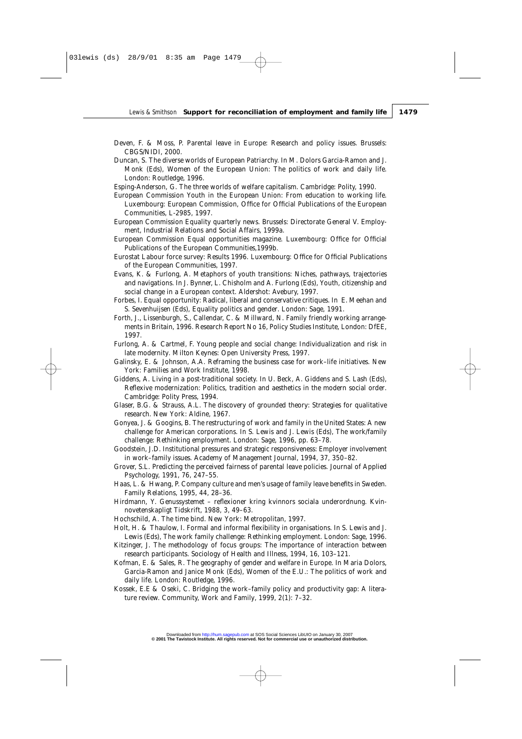Deven, F. & Moss, P. Parental leave in Europe: Research and policy issues. Brussels: CBGS/NIDI, 2000.

Duncan, S. The diverse worlds of European Patriarchy. In M. Dolors Garcia-Ramon and J. Monk (Eds), Women of the European Union: The politics of work and daily life. London: Routledge, 1996.

Esping-Anderson, G. The three worlds of welfare capitalism. Cambridge: Polity, 1990.

European Commission Youth in the European Union: From education to working life. Luxembourg: European Commission, Office for Official Publications of the European Communities, L-2985, 1997.

European Commission Equality quarterly news. Brussels: Directorate General V. Employment, Industrial Relations and Social Affairs, 1999a.

European Commission Equal opportunities magazine. Luxembourg: Office for Official Publications of the European Communities,1999b.

Eurostat Labour force survey: Results 1996. Luxembourg: Office for Official Publications of the European Communities, 1997.

Evans, K. & Furlong, A. Metaphors of youth transitions: Niches, pathways, trajectories and navigations. In J. Bynner, L. Chisholm and A. Furlong (Eds), Youth, citizenship and social change in a European context. Aldershot: Avebury, 1997.

Forbes, I. Equal opportunity: Radical, liberal and conservative critiques. In E. Meehan and S. Sevenhuijsen (Eds), Equality politics and gender. London: Sage, 1991.

Forth, J., Lissenburgh, S., Callendar, C. & Millward, N. Family friendly working arrangements in Britain, 1996. Research Report No 16, Policy Studies Institute, London: DfEE, 1997.

Furlong, A. & Cartmel, F. Young people and social change: Individualization and risk in late modernity. Milton Keynes: Open University Press, 1997.

Galinsky, E. & Johnson, A.A. Reframing the business case for work–life initiatives. New York: Families and Work Institute, 1998.

Giddens, A. Living in a post-traditional society. In U. Beck, A. Giddens and S. Lash (Eds), Reflexive modernization: Politics, tradition and aesthetics in the modern social order. Cambridge: Polity Press, 1994.

Glaser, B.G. & Strauss, A.L. The discovery of grounded theory: Strategies for qualitative research. New York: Aldine, 1967.

Gonyea, J. & Googins, B. The restructuring of work and family in the United States: A new challenge for American corporations. In S. Lewis and J. Lewis (Eds), The work/family challenge: Rethinking employment. London: Sage, 1996, pp. 63–78.

Goodstein, J.D. Institutional pressures and strategic responsiveness: Employer involvement in work–family issues. Academy of Management Journal, 1994, 37, 350–82.

Grover, S.L. Predicting the perceived fairness of parental leave policies. Journal of Applied Psychology, 1991, 76, 247–55.

Haas, L. & Hwang, P. Company culture and men's usage of family leave benefits in Sweden. Family Relations, 1995, 44, 28–36.

Hirdmann, Y. Genussystemet – reflexioner kring kvinnors sociala underordnung. Kvinnovetenskapligt Tidskrift, 1988, 3, 49–63.

Hochschild, A. The time bind. New York: Metropolitan, 1997.

Holt, H. & Thaulow, I. Formal and informal flexibility in organisations. In S. Lewis and J. Lewis (Eds), The work family challenge: Rethinking employment. London: Sage, 1996.

Kitzinger, J. The methodology of focus groups: The importance of interaction between research participants. Sociology of Health and Illness, 1994, 16, 103–121.

Kofman, E. & Sales, R. The geography of gender and welfare in Europe. In Maria Dolors, Garcia-Ramon and Janice Monk (Eds), Women of the E.U.: The politics of work and daily life. London: Routledge, 1996.

Kossek, E.E & Oseki, C. Bridging the work–family policy and productivity gap: A literature review. Community, Work and Family, 1999, 2(1): 7–32.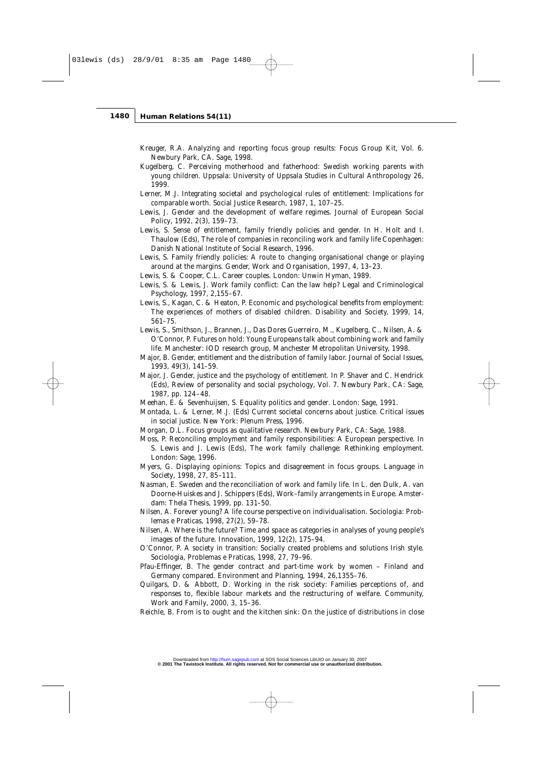Kreuger, R.A. Analyzing and reporting focus group results: Focus Group Kit, Vol. 6. Newbury Park, CA. Sage, 1998.

Kugelberg, C. Perceiving motherhood and fatherhood: Swedish working parents with young children. Uppsala: University of Uppsala Studies in Cultural Anthropology 26, 1999.

Lerner, M.J. Integrating societal and psychological rules of entitlement: Implications for comparable worth. Social Justice Research, 1987, 1, 107–25.

Lewis, J. Gender and the development of welfare regimes. Journal of European Social Policy, 1992, 2(3), 159–73.

Lewis, S. Sense of entitlement, family friendly policies and gender. In H. Holt and I. Thaulow (Eds), The role of companies in reconciling work and family life Copenhagen: Danish National Institute of Social Research, 1996.

Lewis, S. Family friendly policies: A route to changing organisational change or playing around at the margins. Gender, Work and Organisation, 1997, 4, 13–23.

Lewis, S. & Cooper, C.L. Career couples. London: Unwin Hyman, 1989.

Lewis, S. & Lewis, J. Work family conflict: Can the law help? Legal and Criminological Psychology, 1997, 2,155–67.

Lewis, S., Kagan, C. & Heaton, P. Economic and psychological benefits from employment: The experiences of mothers of disabled children. Disability and Society, 1999, 14, 561–75.

Lewis, S., Smithson, J., Brannen, J., Das Dores Guerreiro, M., Kugelberg, C., Nilsen, A. & O'Connor, P. Futures on hold: Young Europeans talk about combining work and family life. Manchester: IOD research group, Manchester Metropolitan University, 1998.

Major, B. Gender, entitlement and the distribution of family labor. Journal of Social Issues, 1993, 49(3), 141–59.

Major, J. Gender, justice and the psychology of entitlement. In P. Shaver and C. Hendrick (Eds), Review of personality and social psychology, Vol. 7. Newbury Park, CA: Sage, 1987, pp. 124–48.

Meehan, E. & Sevenhuijsen, S. Equality politics and gender. London: Sage, 1991.

Montada, L. & Lerner, M.J. (Eds) Current societal concerns about justice. Critical issues in social justice. New York: Plenum Press, 1996.

Morgan, D.L. Focus groups as qualitative research. Newbury Park, CA: Sage, 1988.

Moss, P. Reconciling employment and family responsibilities: A European perspective. In S. Lewis and J. Lewis (Eds), The work family challenge: Rethinking employment. London: Sage, 1996.

Myers, G. Displaying opinions: Topics and disagreement in focus groups. Language in Society, 1998, 27, 85–111.

Nasman, E. Sweden and the reconciliation of work and family life. In L. den Dulk, A. van Doorne-Huiskes and J. Schippers (Eds), Work–family arrangements in Europe. Amsterdam: Thela Thesis, 1999, pp. 131–50.

Nilsen, A. Forever young? A life course perspective on individualisation. Sociologia: Problemas e Praticas, 1998, 27(2), 59–78.

Nilsen, A. Where is the future? Time and space as categories in analyses of young people's images of the future. Innovation, 1999, 12(2), 175–94.

O'Connor, P. A society in transition: Socially created problems and solutions Irish style. Sociologia, Problemas e Praticas, 1998, 27, 79–96.

Pfau-Effinger, B. The gender contract and part-time work by women – Finland and Germany compared. Environment and Planning, 1994, 26,1355–76.

Quilgars, D. & Abbott, D. Working in the risk society: Families perceptions of, and responses to, flexible labour markets and the restructuring of welfare. Community, Work and Family, 2000, 3, 15–36.

Reichle, B. From is to ought and the kitchen sink: On the justice of distributions in close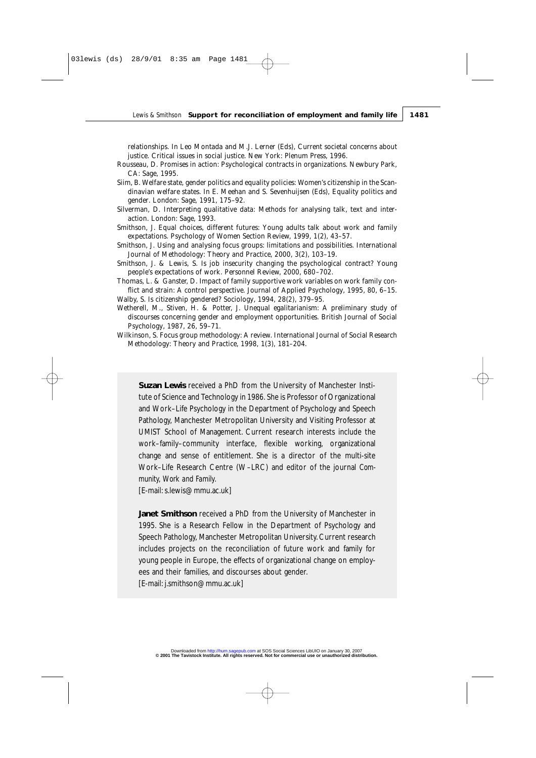relationships. In Leo Montada and M.J. Lerner (Eds), *Current societal concerns about justice. Critical issues in social justice*. New York: Plenum Press, 1996.

Rousseau, D. *Promises in action: Psychological contracts in organizations*. Newbury Park, CA: Sage, 1995.

Siim, B. Welfare state, gender politics and equality policies: Women's citizenship in the Scandinavian welfare states. In E. Meehan and S. Sevenhuijsen (Eds), *Equality politics and gender*. London: Sage, 1991, 175–92.

Silverman, D. *Interpreting qualitative data: Methods for analysing talk, text and interaction*. London: Sage, 1993.

Smithson, J. Equal choices, different futures: Young adults talk about work and family expectations. *Psychology of Women Section Review*, 1999, *1*(2), 43–57.

Smithson, J. Using and analysing focus groups: limitations and possibilities. *International Journal of Methodology: Theory and Practice*, 2000, *3*(2), 103–19.

Smithson, J. & Lewis, S. Is job insecurity changing the psychological contract? Young people's expectations of work. *Personnel Review*, 2000, 680–702.

Thomas, L. & Ganster, D. Impact of family supportive work variables on work family conflict and strain: A control perspective. *Journal of Applied Psychology*, 1995, *80*, 6–15.

Walby, S. Is citizenship gendered? *Sociology*, 1994, *28*(2), 379–95.

Wetherell, M., Stiven, H. & Potter, J. Unequal egalitarianism: A preliminary study of discourses concerning gender and employment opportunities. *British Journal of Social Psychology*, 1987, *26*, 59–71.

Wilkinson, S. Focus group methodology: A review. *International Journal of Social Research Methodology: Theory and Practice*, 1998, *1*(3), 181–204.

**Suzan Lewis** received a PhD from the University of Manchester Institute of Science and Technology in 1986. She is Professor of Organizational and Work–Life Psychology in the Department of Psychology and Speech Pathology, Manchester Metropolitan University and Visiting Professor at UMIST School of Management. Current research interests include the work–family–community interface, flexible working, organizational change and sense of entitlement. She is a director of the multi-site Work–Life Research Centre (W–LRC) and editor of the journal *Community, Work and Family*.
[E-mail: s.lewis@mmu.ac.uk]

**Janet Smithson** received a PhD from the University of Manchester in 1995. She is a Research Fellow in the Department of Psychology and Speech Pathology, Manchester Metropolitan University. Current research includes projects on the reconciliation of future work and family for young people in Europe, the effects of organizational change on employees and their families, and discourses about gender.
[E-mail: j.smithson@mmu.ac.uk]